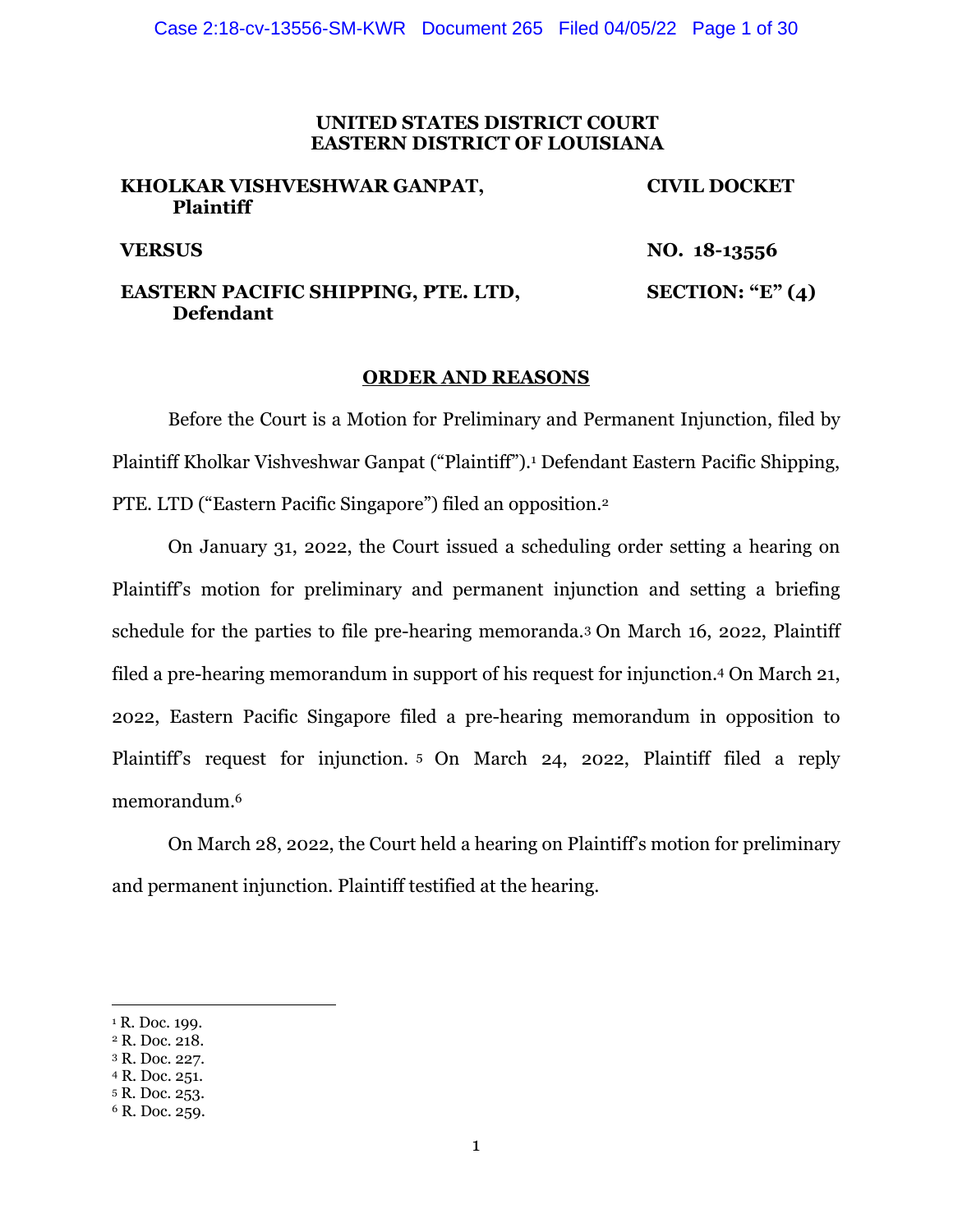**UNITED STATES DISTRICT COURT**
**EASTERN DISTRICT OF LOUISIANA**

| | |
|---|---|
| **KHOLKAR VISHVESHWAR GANPAT, Plaintiff** | **CIVIL DOCKET** |
| **VERSUS** | **NO. 18-13556** |
| **EASTERN PACIFIC SHIPPING, PTE. LTD, Defendant** | **SECTION: "E" (4)** |

**ORDER AND REASONS**

Before the Court is a Motion for Preliminary and Permanent Injunction, filed by Plaintiff Kholkar Vishveshwar Ganpat ("Plaintiff").[1] Defendant Eastern Pacific Shipping, PTE. LTD ("Eastern Pacific Singapore") filed an opposition.[2]

On January 31, 2022, the Court issued a scheduling order setting a hearing on Plaintiff's motion for preliminary and permanent injunction and setting a briefing schedule for the parties to file pre-hearing memoranda.[3] On March 16, 2022, Plaintiff filed a pre-hearing memorandum in support of his request for injunction.[4] On March 21, 2022, Eastern Pacific Singapore filed a pre-hearing memorandum in opposition to Plaintiff's request for injunction.[5] On March 24, 2022, Plaintiff filed a reply memorandum.[6]

On March 28, 2022, the Court held a hearing on Plaintiff's motion for preliminary and permanent injunction. Plaintiff testified at the hearing.

---

[1] R. Doc. 199.
[2] R. Doc. 218.
[3] R. Doc. 227.
[4] R. Doc. 251.
[5] R. Doc. 253.
[6] R. Doc. 259.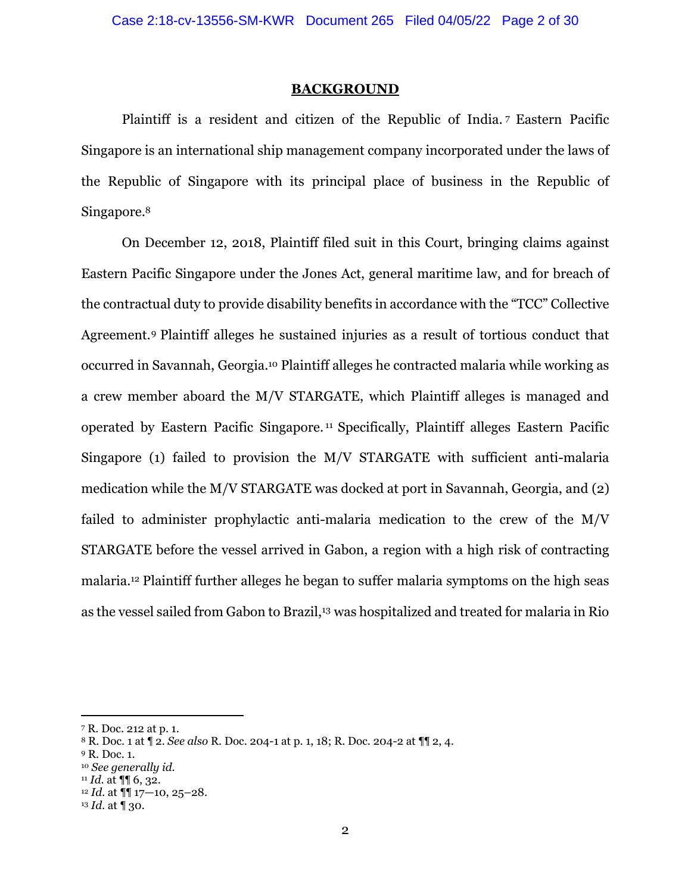# BACKGROUND

Plaintiff is a resident and citizen of the Republic of India.[7] Eastern Pacific Singapore is an international ship management company incorporated under the laws of the Republic of Singapore with its principal place of business in the Republic of Singapore.[8]

On December 12, 2018, Plaintiff filed suit in this Court, bringing claims against Eastern Pacific Singapore under the Jones Act, general maritime law, and for breach of the contractual duty to provide disability benefits in accordance with the "TCC" Collective Agreement.[9] Plaintiff alleges he sustained injuries as a result of tortious conduct that occurred in Savannah, Georgia.[10] Plaintiff alleges he contracted malaria while working as a crew member aboard the M/V STARGATE, which Plaintiff alleges is managed and operated by Eastern Pacific Singapore.[11] Specifically, Plaintiff alleges Eastern Pacific Singapore (1) failed to provision the M/V STARGATE with sufficient anti-malaria medication while the M/V STARGATE was docked at port in Savannah, Georgia, and (2) failed to administer prophylactic anti-malaria medication to the crew of the M/V STARGATE before the vessel arrived in Gabon, a region with a high risk of contracting malaria.[12] Plaintiff further alleges he began to suffer malaria symptoms on the high seas as the vessel sailed from Gabon to Brazil,[13] was hospitalized and treated for malaria in Rio

---

[7] R. Doc. 212 at p. 1.

[8] R. Doc. 1 at ¶ 2. *See also* R. Doc. 204-1 at p. 1, 18; R. Doc. 204-2 at ¶¶ 2, 4.

[9] R. Doc. 1.

[10] *See generally id.*

[11] *Id.* at ¶¶ 6, 32.

[12] *Id.* at ¶¶ 17—10, 25–28.

[13] *Id.* at ¶ 30.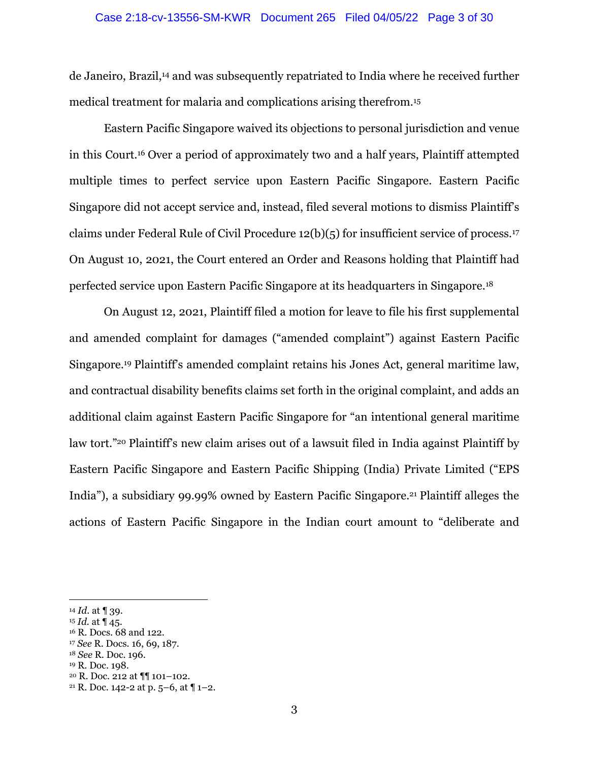de Janeiro, Brazil,[14] and was subsequently repatriated to India where he received further medical treatment for malaria and complications arising therefrom.[15]

Eastern Pacific Singapore waived its objections to personal jurisdiction and venue in this Court.[16] Over a period of approximately two and a half years, Plaintiff attempted multiple times to perfect service upon Eastern Pacific Singapore. Eastern Pacific Singapore did not accept service and, instead, filed several motions to dismiss Plaintiff's claims under Federal Rule of Civil Procedure 12(b)(5) for insufficient service of process.[17] On August 10, 2021, the Court entered an Order and Reasons holding that Plaintiff had perfected service upon Eastern Pacific Singapore at its headquarters in Singapore.[18]

On August 12, 2021, Plaintiff filed a motion for leave to file his first supplemental and amended complaint for damages ("amended complaint") against Eastern Pacific Singapore.[19] Plaintiff's amended complaint retains his Jones Act, general maritime law, and contractual disability benefits claims set forth in the original complaint, and adds an additional claim against Eastern Pacific Singapore for "an intentional general maritime law tort."[20] Plaintiff's new claim arises out of a lawsuit filed in India against Plaintiff by Eastern Pacific Singapore and Eastern Pacific Shipping (India) Private Limited ("EPS India"), a subsidiary 99.99% owned by Eastern Pacific Singapore.[21] Plaintiff alleges the actions of Eastern Pacific Singapore in the Indian court amount to "deliberate and

---

[14] *Id.* at ¶ 39.
[15] *Id.* at ¶ 45.
[16] R. Docs. 68 and 122.
[17] *See* R. Docs. 16, 69, 187.
[18] *See* R. Doc. 196.
[19] R. Doc. 198.
[20] R. Doc. 212 at ¶¶ 101–102.
[21] R. Doc. 142-2 at p. 5–6, at ¶ 1–2.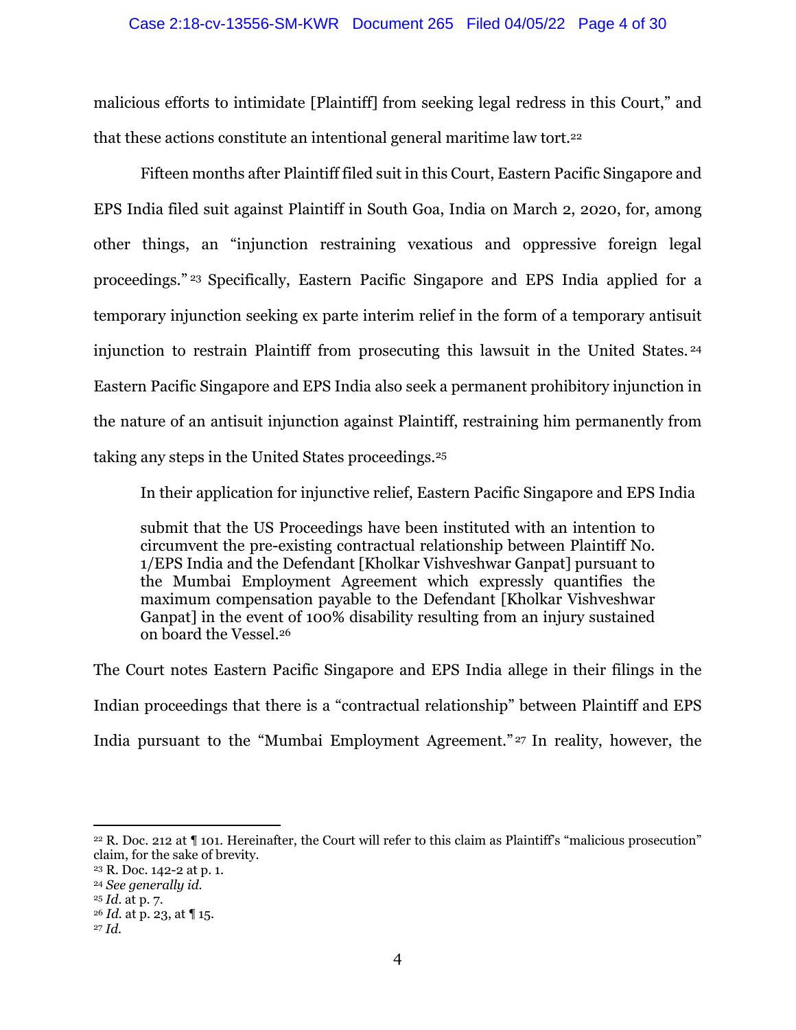malicious efforts to intimidate [Plaintiff] from seeking legal redress in this Court," and that these actions constitute an intentional general maritime law tort.[22]

Fifteen months after Plaintiff filed suit in this Court, Eastern Pacific Singapore and EPS India filed suit against Plaintiff in South Goa, India on March 2, 2020, for, among other things, an "injunction restraining vexatious and oppressive foreign legal proceedings."[23] Specifically, Eastern Pacific Singapore and EPS India applied for a temporary injunction seeking ex parte interim relief in the form of a temporary antisuit injunction to restrain Plaintiff from prosecuting this lawsuit in the United States.[24] Eastern Pacific Singapore and EPS India also seek a permanent prohibitory injunction in the nature of an antisuit injunction against Plaintiff, restraining him permanently from taking any steps in the United States proceedings.[25]

In their application for injunctive relief, Eastern Pacific Singapore and EPS India

> submit that the US Proceedings have been instituted with an intention to circumvent the pre-existing contractual relationship between Plaintiff No. 1/EPS India and the Defendant [Kholkar Vishveshwar Ganpat] pursuant to the Mumbai Employment Agreement which expressly quantifies the maximum compensation payable to the Defendant [Kholkar Vishveshwar Ganpat] in the event of 100% disability resulting from an injury sustained on board the Vessel.[26]

The Court notes Eastern Pacific Singapore and EPS India allege in their filings in the Indian proceedings that there is a "contractual relationship" between Plaintiff and EPS India pursuant to the "Mumbai Employment Agreement."[27] In reality, however, the

---

[22] R. Doc. 212 at ¶ 101. Hereinafter, the Court will refer to this claim as Plaintiff's "malicious prosecution" claim, for the sake of brevity.

[23] R. Doc. 142-2 at p. 1.

[24] *See generally id.*

[25] *Id.* at p. 7.

[26] *Id.* at p. 23, at ¶ 15.

[27] *Id.*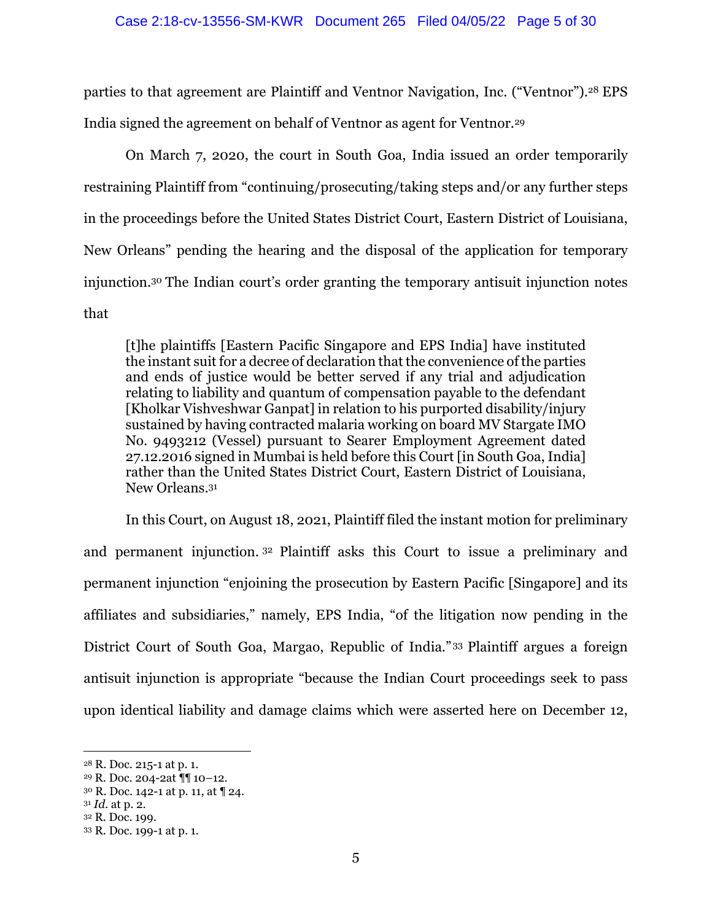parties to that agreement are Plaintiff and Ventnor Navigation, Inc. ("Ventnor").[28] EPS India signed the agreement on behalf of Ventnor as agent for Ventnor.[29]

On March 7, 2020, the court in South Goa, India issued an order temporarily restraining Plaintiff from "continuing/prosecuting/taking steps and/or any further steps in the proceedings before the United States District Court, Eastern District of Louisiana, New Orleans" pending the hearing and the disposal of the application for temporary injunction.[30] The Indian court's order granting the temporary antisuit injunction notes that

> [t]he plaintiffs [Eastern Pacific Singapore and EPS India] have instituted the instant suit for a decree of declaration that the convenience of the parties and ends of justice would be better served if any trial and adjudication relating to liability and quantum of compensation payable to the defendant [Kholkar Vishveshwar Ganpat] in relation to his purported disability/injury sustained by having contracted malaria working on board MV Stargate IMO No. 9493212 (Vessel) pursuant to Searer Employment Agreement dated 27.12.2016 signed in Mumbai is held before this Court [in South Goa, India] rather than the United States District Court, Eastern District of Louisiana, New Orleans.[31]

In this Court, on August 18, 2021, Plaintiff filed the instant motion for preliminary and permanent injunction.[32] Plaintiff asks this Court to issue a preliminary and permanent injunction "enjoining the prosecution by Eastern Pacific [Singapore] and its affiliates and subsidiaries," namely, EPS India, "of the litigation now pending in the District Court of South Goa, Margao, Republic of India."[33] Plaintiff argues a foreign antisuit injunction is appropriate "because the Indian Court proceedings seek to pass upon identical liability and damage claims which were asserted here on December 12,

---

[28] R. Doc. 215-1 at p. 1.
[29] R. Doc. 204-2at ¶¶ 10–12.
[30] R. Doc. 142-1 at p. 11, at ¶ 24.
[31] *Id.* at p. 2.
[32] R. Doc. 199.
[33] R. Doc. 199-1 at p. 1.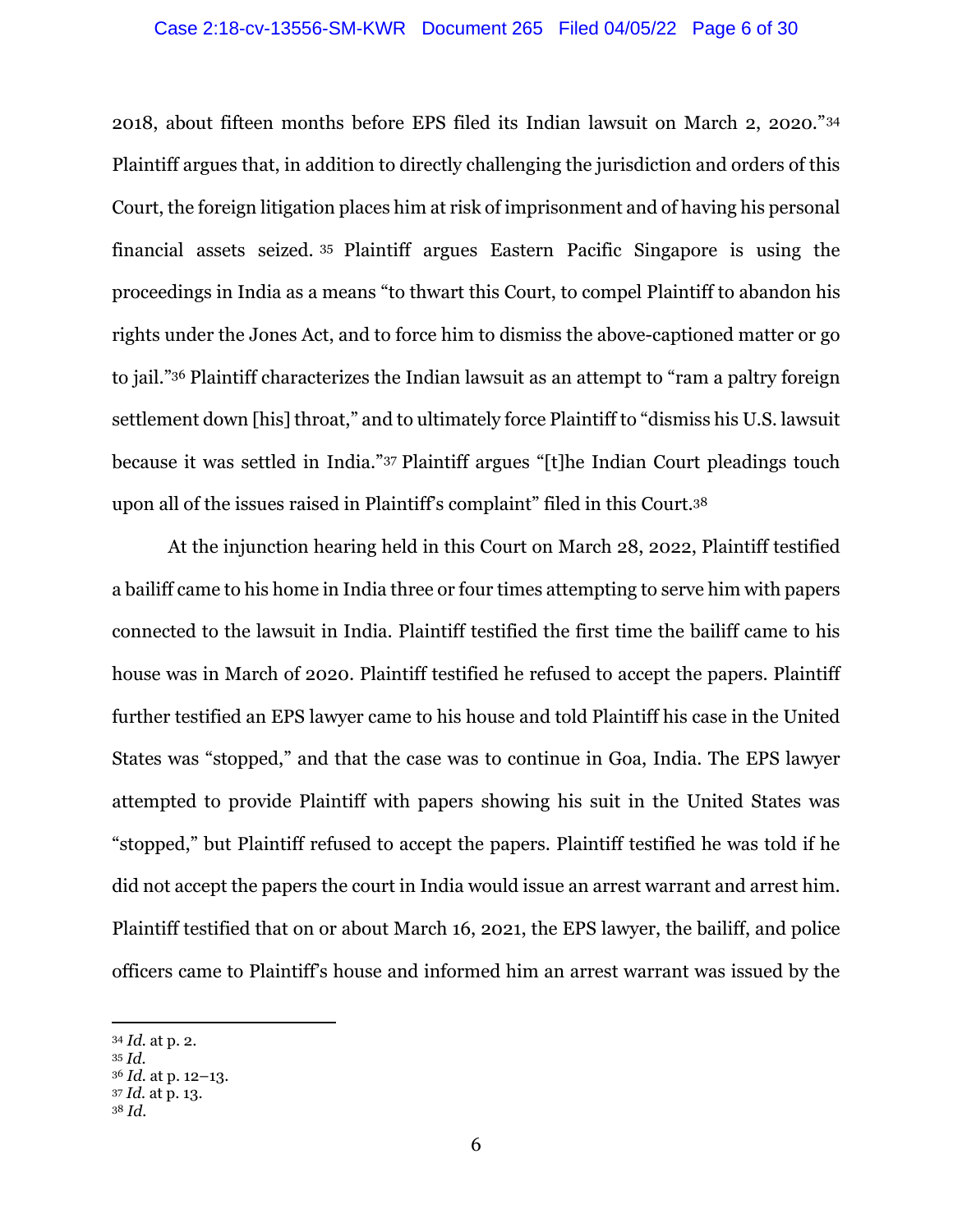2018, about fifteen months before EPS filed its Indian lawsuit on March 2, 2020."[34] Plaintiff argues that, in addition to directly challenging the jurisdiction and orders of this Court, the foreign litigation places him at risk of imprisonment and of having his personal financial assets seized.[35] Plaintiff argues Eastern Pacific Singapore is using the proceedings in India as a means "to thwart this Court, to compel Plaintiff to abandon his rights under the Jones Act, and to force him to dismiss the above-captioned matter or go to jail."[36] Plaintiff characterizes the Indian lawsuit as an attempt to "ram a paltry foreign settlement down [his] throat," and to ultimately force Plaintiff to "dismiss his U.S. lawsuit because it was settled in India."[37] Plaintiff argues "[t]he Indian Court pleadings touch upon all of the issues raised in Plaintiff's complaint" filed in this Court.[38]

At the injunction hearing held in this Court on March 28, 2022, Plaintiff testified a bailiff came to his home in India three or four times attempting to serve him with papers connected to the lawsuit in India. Plaintiff testified the first time the bailiff came to his house was in March of 2020. Plaintiff testified he refused to accept the papers. Plaintiff further testified an EPS lawyer came to his house and told Plaintiff his case in the United States was "stopped," and that the case was to continue in Goa, India. The EPS lawyer attempted to provide Plaintiff with papers showing his suit in the United States was "stopped," but Plaintiff refused to accept the papers. Plaintiff testified he was told if he did not accept the papers the court in India would issue an arrest warrant and arrest him. Plaintiff testified that on or about March 16, 2021, the EPS lawyer, the bailiff, and police officers came to Plaintiff's house and informed him an arrest warrant was issued by the

---

[34] *Id.* at p. 2.

[35] *Id.*

[36] *Id.* at p. 12–13.

[37] *Id.* at p. 13.

[38] *Id.*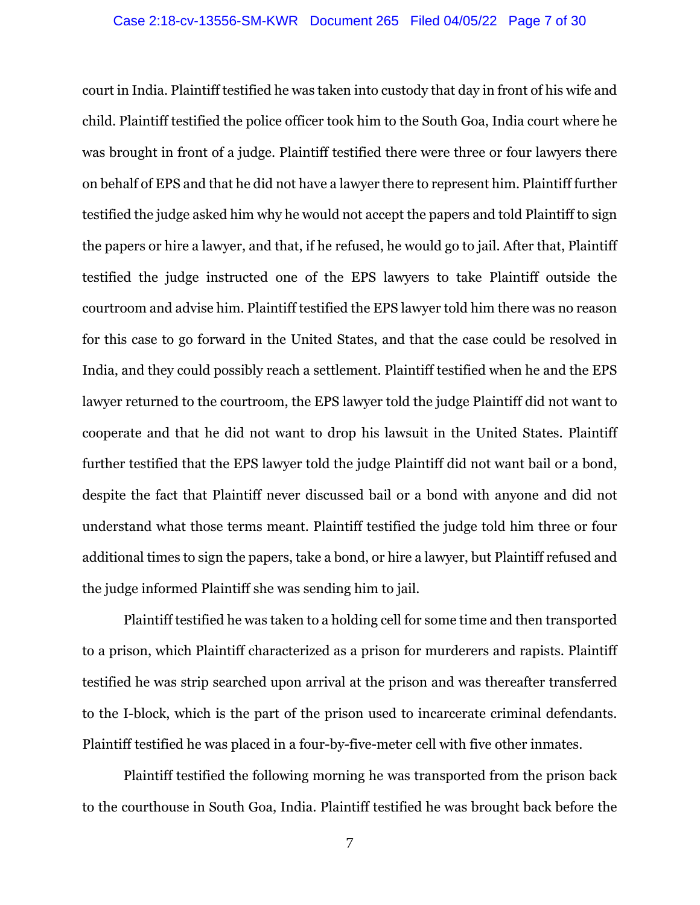court in India. Plaintiff testified he was taken into custody that day in front of his wife and child. Plaintiff testified the police officer took him to the South Goa, India court where he was brought in front of a judge. Plaintiff testified there were three or four lawyers there on behalf of EPS and that he did not have a lawyer there to represent him. Plaintiff further testified the judge asked him why he would not accept the papers and told Plaintiff to sign the papers or hire a lawyer, and that, if he refused, he would go to jail. After that, Plaintiff testified the judge instructed one of the EPS lawyers to take Plaintiff outside the courtroom and advise him. Plaintiff testified the EPS lawyer told him there was no reason for this case to go forward in the United States, and that the case could be resolved in India, and they could possibly reach a settlement. Plaintiff testified when he and the EPS lawyer returned to the courtroom, the EPS lawyer told the judge Plaintiff did not want to cooperate and that he did not want to drop his lawsuit in the United States. Plaintiff further testified that the EPS lawyer told the judge Plaintiff did not want bail or a bond, despite the fact that Plaintiff never discussed bail or a bond with anyone and did not understand what those terms meant. Plaintiff testified the judge told him three or four additional times to sign the papers, take a bond, or hire a lawyer, but Plaintiff refused and the judge informed Plaintiff she was sending him to jail.

Plaintiff testified he was taken to a holding cell for some time and then transported to a prison, which Plaintiff characterized as a prison for murderers and rapists. Plaintiff testified he was strip searched upon arrival at the prison and was thereafter transferred to the I-block, which is the part of the prison used to incarcerate criminal defendants. Plaintiff testified he was placed in a four-by-five-meter cell with five other inmates.

Plaintiff testified the following morning he was transported from the prison back to the courthouse in South Goa, India. Plaintiff testified he was brought back before the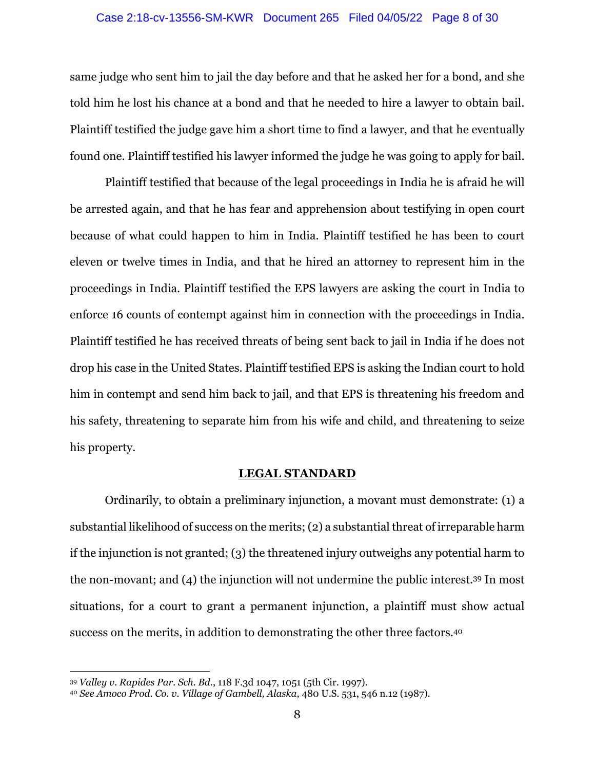same judge who sent him to jail the day before and that he asked her for a bond, and she told him he lost his chance at a bond and that he needed to hire a lawyer to obtain bail. Plaintiff testified the judge gave him a short time to find a lawyer, and that he eventually found one. Plaintiff testified his lawyer informed the judge he was going to apply for bail.

Plaintiff testified that because of the legal proceedings in India he is afraid he will be arrested again, and that he has fear and apprehension about testifying in open court because of what could happen to him in India. Plaintiff testified he has been to court eleven or twelve times in India, and that he hired an attorney to represent him in the proceedings in India. Plaintiff testified the EPS lawyers are asking the court in India to enforce 16 counts of contempt against him in connection with the proceedings in India. Plaintiff testified he has received threats of being sent back to jail in India if he does not drop his case in the United States. Plaintiff testified EPS is asking the Indian court to hold him in contempt and send him back to jail, and that EPS is threatening his freedom and his safety, threatening to separate him from his wife and child, and threatening to seize his property.

## LEGAL STANDARD

Ordinarily, to obtain a preliminary injunction, a movant must demonstrate: (1) a substantial likelihood of success on the merits; (2) a substantial threat of irreparable harm if the injunction is not granted; (3) the threatened injury outweighs any potential harm to the non-movant; and (4) the injunction will not undermine the public interest.[39] In most situations, for a court to grant a permanent injunction, a plaintiff must show actual success on the merits, in addition to demonstrating the other three factors.[40]

---

[39] *Valley v. Rapides Par. Sch. Bd.*, 118 F.3d 1047, 1051 (5th Cir. 1997).

[40] *See Amoco Prod. Co. v. Village of Gambell, Alaska*, 480 U.S. 531, 546 n.12 (1987).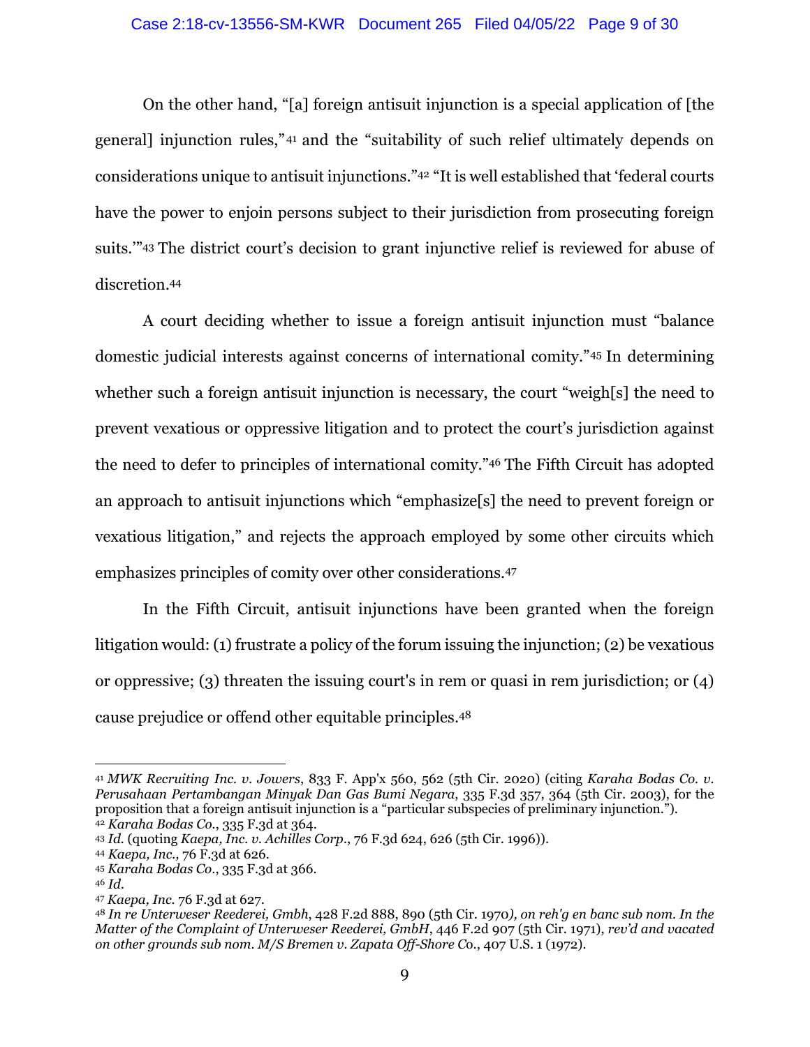On the other hand, "[a] foreign antisuit injunction is a special application of [the general] injunction rules,"[41] and the "suitability of such relief ultimately depends on considerations unique to antisuit injunctions."[42] "It is well established that 'federal courts have the power to enjoin persons subject to their jurisdiction from prosecuting foreign suits.'"[43] The district court's decision to grant injunctive relief is reviewed for abuse of discretion.[44]

A court deciding whether to issue a foreign antisuit injunction must "balance domestic judicial interests against concerns of international comity."[45] In determining whether such a foreign antisuit injunction is necessary, the court "weigh[s] the need to prevent vexatious or oppressive litigation and to protect the court's jurisdiction against the need to defer to principles of international comity."[46] The Fifth Circuit has adopted an approach to antisuit injunctions which "emphasize[s] the need to prevent foreign or vexatious litigation," and rejects the approach employed by some other circuits which emphasizes principles of comity over other considerations.[47]

In the Fifth Circuit, antisuit injunctions have been granted when the foreign litigation would: (1) frustrate a policy of the forum issuing the injunction; (2) be vexatious or oppressive; (3) threaten the issuing court's in rem or quasi in rem jurisdiction; or (4) cause prejudice or offend other equitable principles.[48]

---

[41] *MWK Recruiting Inc. v. Jowers*, 833 F. App'x 560, 562 (5th Cir. 2020) (citing *Karaha Bodas Co. v. Perusahaan Pertambangan Minyak Dan Gas Bumi Negara*, 335 F.3d 357, 364 (5th Cir. 2003), for the proposition that a foreign antisuit injunction is a "particular subspecies of preliminary injunction.").

[42] *Karaha Bodas Co.*, 335 F.3d at 364.

[43] *Id.* (quoting *Kaepa, Inc. v. Achilles Corp.*, 76 F.3d 624, 626 (5th Cir. 1996)).

[44] *Kaepa, Inc.*, 76 F.3d at 626.

[45] *Karaha Bodas Co.*, 335 F.3d at 366.

[46] *Id.*

[47] *Kaepa, Inc.* 76 F.3d at 627.

[48] *In re Unterweser Reederei, Gmbh*, 428 F.2d 888, 890 (5th Cir. 1970*), on reh'g en banc sub nom. In the Matter of the Complaint of Unterweser Reederei, GmbH*, 446 F.2d 907 (5th Cir. 1971), *rev'd and vacated on other grounds sub nom. M/S Bremen v. Zapata Off-Shore Co.*, 407 U.S. 1 (1972).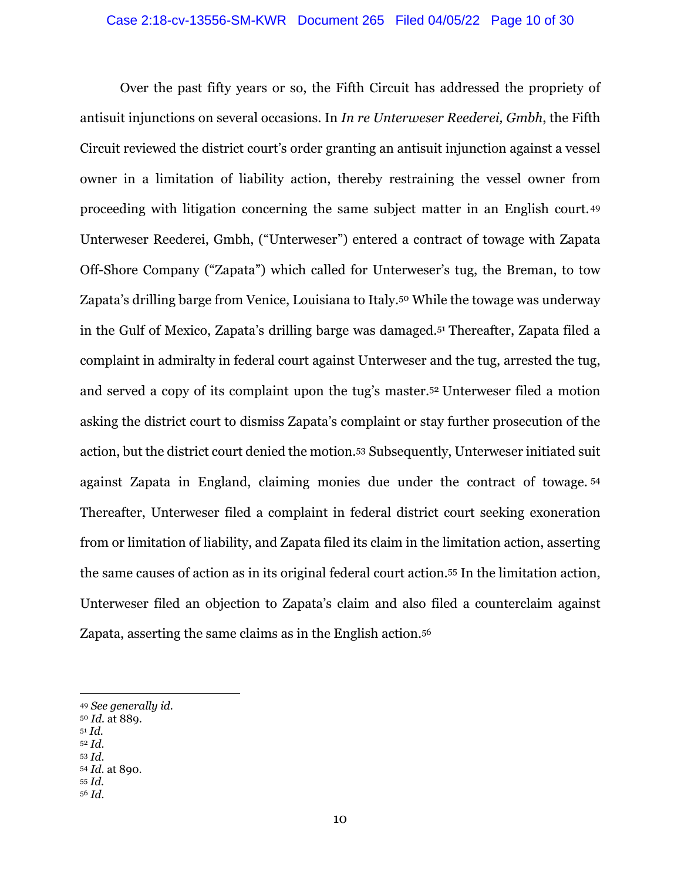Over the past fifty years or so, the Fifth Circuit has addressed the propriety of antisuit injunctions on several occasions. In *In re Unterweser Reederei, Gmbh*, the Fifth Circuit reviewed the district court's order granting an antisuit injunction against a vessel owner in a limitation of liability action, thereby restraining the vessel owner from proceeding with litigation concerning the same subject matter in an English court.[49] Unterweser Reederei, Gmbh, ("Unterweser") entered a contract of towage with Zapata Off-Shore Company ("Zapata") which called for Unterweser's tug, the Breman, to tow Zapata's drilling barge from Venice, Louisiana to Italy.[50] While the towage was underway in the Gulf of Mexico, Zapata's drilling barge was damaged.[51] Thereafter, Zapata filed a complaint in admiralty in federal court against Unterweser and the tug, arrested the tug, and served a copy of its complaint upon the tug's master.[52] Unterweser filed a motion asking the district court to dismiss Zapata's complaint or stay further prosecution of the action, but the district court denied the motion.[53] Subsequently, Unterweser initiated suit against Zapata in England, claiming monies due under the contract of towage.[54] Thereafter, Unterweser filed a complaint in federal district court seeking exoneration from or limitation of liability, and Zapata filed its claim in the limitation action, asserting the same causes of action as in its original federal court action.[55] In the limitation action, Unterweser filed an objection to Zapata's claim and also filed a counterclaim against Zapata, asserting the same claims as in the English action.[56]

---

[49] *See generally id.*
[50] *Id.* at 889.
[51] *Id.*
[52] *Id.*
[53] *Id.*
[54] *Id.* at 890.
[55] *Id.*
[56] *Id.*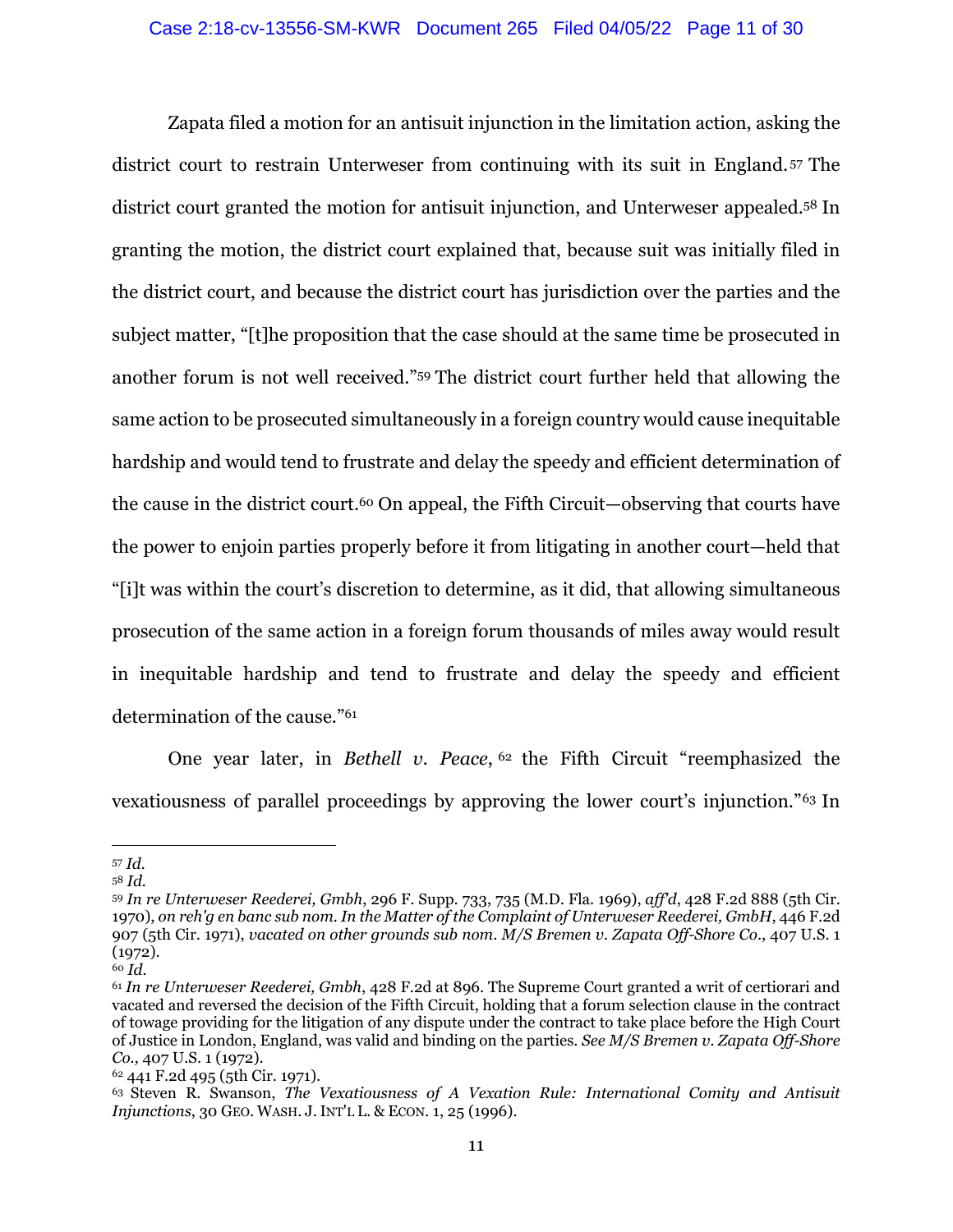Zapata filed a motion for an antisuit injunction in the limitation action, asking the district court to restrain Unterweser from continuing with its suit in England.[57] The district court granted the motion for antisuit injunction, and Unterweser appealed.[58] In granting the motion, the district court explained that, because suit was initially filed in the district court, and because the district court has jurisdiction over the parties and the subject matter, "[t]he proposition that the case should at the same time be prosecuted in another forum is not well received."[59] The district court further held that allowing the same action to be prosecuted simultaneously in a foreign country would cause inequitable hardship and would tend to frustrate and delay the speedy and efficient determination of the cause in the district court.[60] On appeal, the Fifth Circuit—observing that courts have the power to enjoin parties properly before it from litigating in another court—held that "[i]t was within the court's discretion to determine, as it did, that allowing simultaneous prosecution of the same action in a foreign forum thousands of miles away would result in inequitable hardship and tend to frustrate and delay the speedy and efficient determination of the cause."[61]

One year later, in *Bethell v. Peace*,[62] the Fifth Circuit "reemphasized the vexatiousness of parallel proceedings by approving the lower court's injunction."[63] In

---

[57] *Id.*

[58] *Id.*

[59] *In re Unterweser Reederei, Gmbh*, 296 F. Supp. 733, 735 (M.D. Fla. 1969), *aff'd*, 428 F.2d 888 (5th Cir. 1970), *on reh'g en banc sub nom. In the Matter of the Complaint of Unterweser Reederei, GmbH*, 446 F.2d 907 (5th Cir. 1971), *vacated on other grounds sub nom. M/S Bremen v. Zapata Off-Shore Co.*, 407 U.S. 1 (1972).

[60] *Id.*

[61] *In re Unterweser Reederei, Gmbh*, 428 F.2d at 896. The Supreme Court granted a writ of certiorari and vacated and reversed the decision of the Fifth Circuit, holding that a forum selection clause in the contract of towage providing for the litigation of any dispute under the contract to take place before the High Court of Justice in London, England, was valid and binding on the parties. *See M/S Bremen v. Zapata Off-Shore Co.,* 407 U.S. 1 (1972).

[62] 441 F.2d 495 (5th Cir. 1971).

[63] Steven R. Swanson, *The Vexatiousness of A Vexation Rule: International Comity and Antisuit Injunctions*, 30 GEO. WASH. J. INT'L L. & ECON. 1, 25 (1996).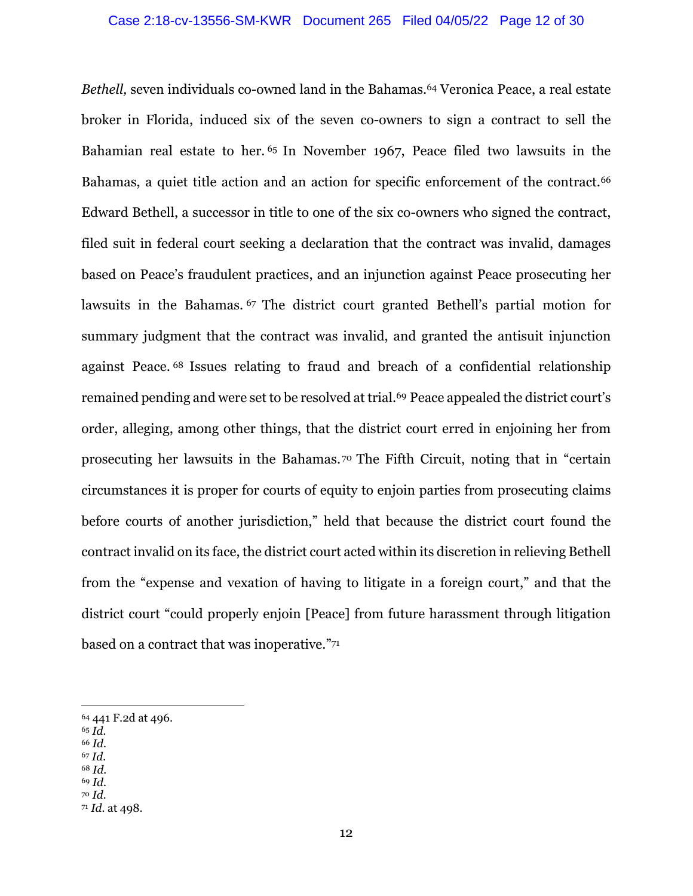*Bethell,* seven individuals co-owned land in the Bahamas.[64] Veronica Peace, a real estate broker in Florida, induced six of the seven co-owners to sign a contract to sell the Bahamian real estate to her.[65] In November 1967, Peace filed two lawsuits in the Bahamas, a quiet title action and an action for specific enforcement of the contract.[66] Edward Bethell, a successor in title to one of the six co-owners who signed the contract, filed suit in federal court seeking a declaration that the contract was invalid, damages based on Peace's fraudulent practices, and an injunction against Peace prosecuting her lawsuits in the Bahamas.[67] The district court granted Bethell's partial motion for summary judgment that the contract was invalid, and granted the antisuit injunction against Peace.[68] Issues relating to fraud and breach of a confidential relationship remained pending and were set to be resolved at trial.[69] Peace appealed the district court's order, alleging, among other things, that the district court erred in enjoining her from prosecuting her lawsuits in the Bahamas.[70] The Fifth Circuit, noting that in "certain circumstances it is proper for courts of equity to enjoin parties from prosecuting claims before courts of another jurisdiction," held that because the district court found the contract invalid on its face, the district court acted within its discretion in relieving Bethell from the "expense and vexation of having to litigate in a foreign court," and that the district court "could properly enjoin [Peace] from future harassment through litigation based on a contract that was inoperative."[71]

---

[64] 441 F.2d at 496.
[65] *Id.*
[66] *Id.*
[67] *Id.*
[68] *Id.*
[69] *Id.*
[70] *Id.*
[71] *Id.* at 498.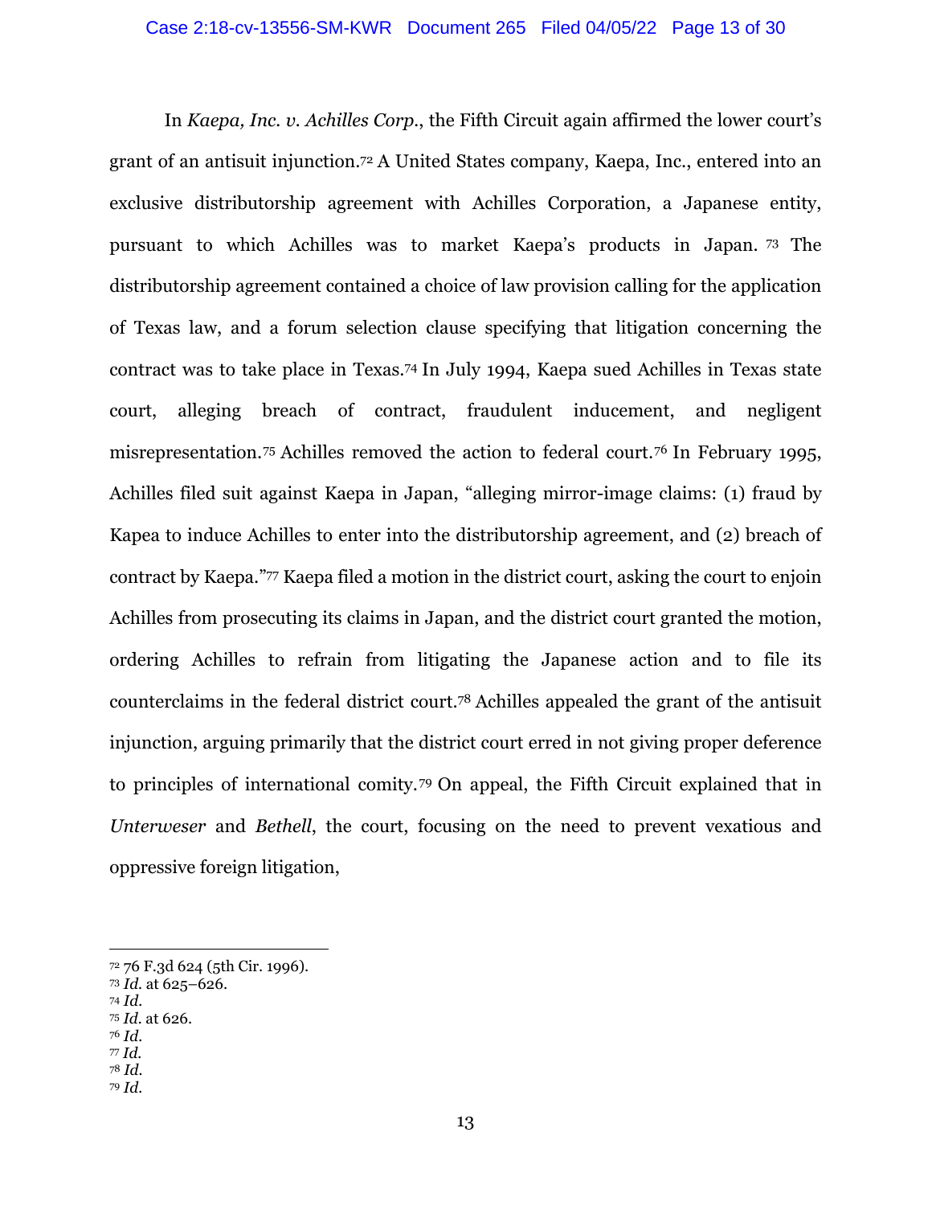In *Kaepa, Inc. v. Achilles Corp.*, the Fifth Circuit again affirmed the lower court's grant of an antisuit injunction.[72] A United States company, Kaepa, Inc., entered into an exclusive distributorship agreement with Achilles Corporation, a Japanese entity, pursuant to which Achilles was to market Kaepa's products in Japan.[73] The distributorship agreement contained a choice of law provision calling for the application of Texas law, and a forum selection clause specifying that litigation concerning the contract was to take place in Texas.[74] In July 1994, Kaepa sued Achilles in Texas state court, alleging breach of contract, fraudulent inducement, and negligent misrepresentation.[75] Achilles removed the action to federal court.[76] In February 1995, Achilles filed suit against Kaepa in Japan, "alleging mirror-image claims: (1) fraud by Kapea to induce Achilles to enter into the distributorship agreement, and (2) breach of contract by Kaepa."[77] Kaepa filed a motion in the district court, asking the court to enjoin Achilles from prosecuting its claims in Japan, and the district court granted the motion, ordering Achilles to refrain from litigating the Japanese action and to file its counterclaims in the federal district court.[78] Achilles appealed the grant of the antisuit injunction, arguing primarily that the district court erred in not giving proper deference to principles of international comity.[79] On appeal, the Fifth Circuit explained that in *Unterweser* and *Bethell*, the court, focusing on the need to prevent vexatious and oppressive foreign litigation,

---

[72] 76 F.3d 624 (5th Cir. 1996).
[73] *Id.* at 625–626.
[74] *Id.*
[75] *Id.* at 626.
[76] *Id.*
[77] *Id.*
[78] *Id.*
[79] *Id.*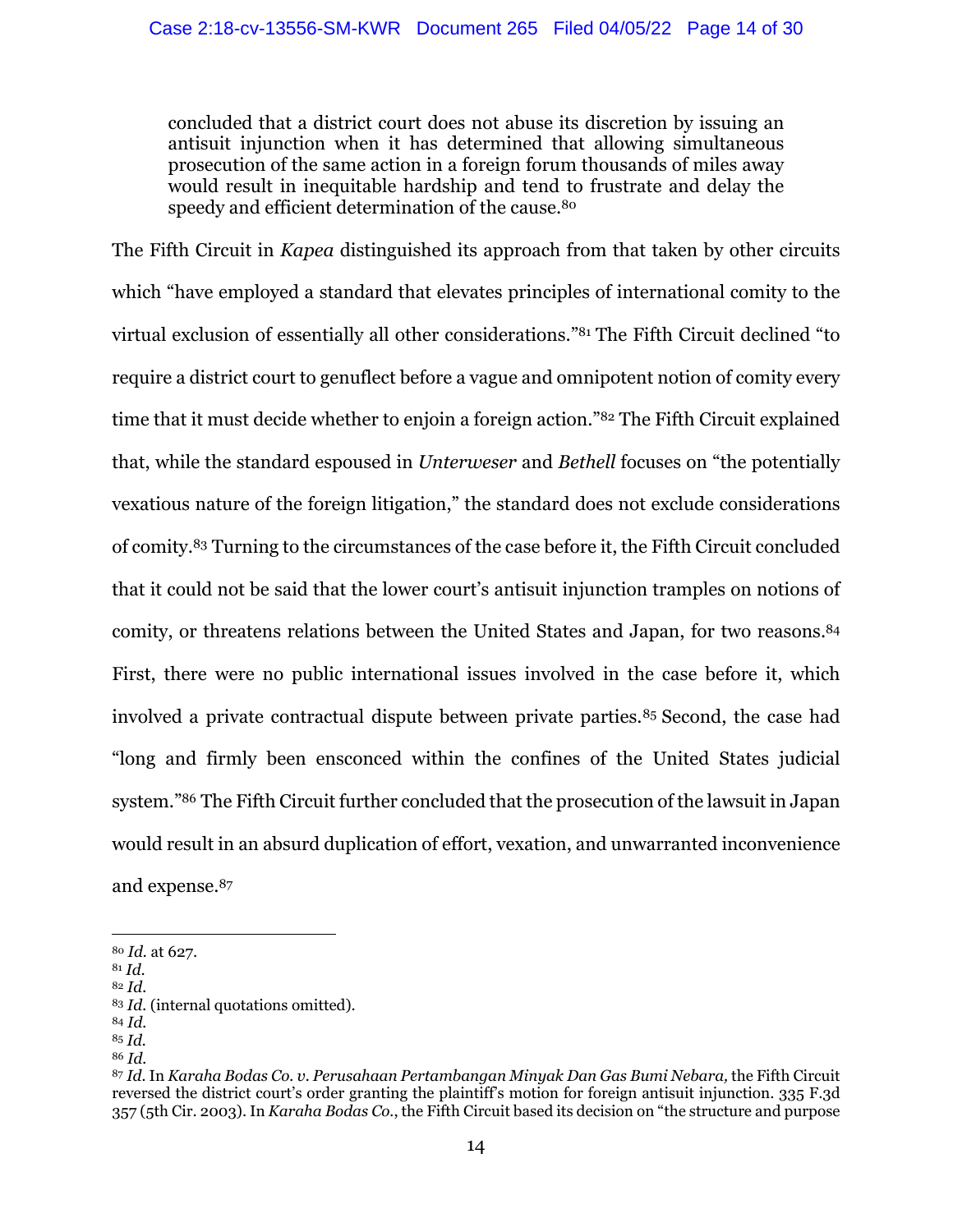> concluded that a district court does not abuse its discretion by issuing an antisuit injunction when it has determined that allowing simultaneous prosecution of the same action in a foreign forum thousands of miles away would result in inequitable hardship and tend to frustrate and delay the speedy and efficient determination of the cause.[80]

The Fifth Circuit in *Kapea* distinguished its approach from that taken by other circuits which "have employed a standard that elevates principles of international comity to the virtual exclusion of essentially all other considerations."[81] The Fifth Circuit declined "to require a district court to genuflect before a vague and omnipotent notion of comity every time that it must decide whether to enjoin a foreign action."[82] The Fifth Circuit explained that, while the standard espoused in *Unterweser* and *Bethell* focuses on "the potentially vexatious nature of the foreign litigation," the standard does not exclude considerations of comity.[83] Turning to the circumstances of the case before it, the Fifth Circuit concluded that it could not be said that the lower court's antisuit injunction tramples on notions of comity, or threatens relations between the United States and Japan, for two reasons.[84] First, there were no public international issues involved in the case before it, which involved a private contractual dispute between private parties.[85] Second, the case had "long and firmly been ensconced within the confines of the United States judicial system."[86] The Fifth Circuit further concluded that the prosecution of the lawsuit in Japan would result in an absurd duplication of effort, vexation, and unwarranted inconvenience and expense.[87]

---

[80] *Id.* at 627.

[81] *Id.*

[82] *Id.*

[83] *Id.* (internal quotations omitted).

[84] *Id.*

[85] *Id.*

[86] *Id.*

[87] *Id.* In *Karaha Bodas Co. v. Perusahaan Pertambangan Minyak Dan Gas Bumi Nebara,* the Fifth Circuit reversed the district court's order granting the plaintiff's motion for foreign antisuit injunction. 335 F.3d 357 (5th Cir. 2003). In *Karaha Bodas Co.*, the Fifth Circuit based its decision on "the structure and purpose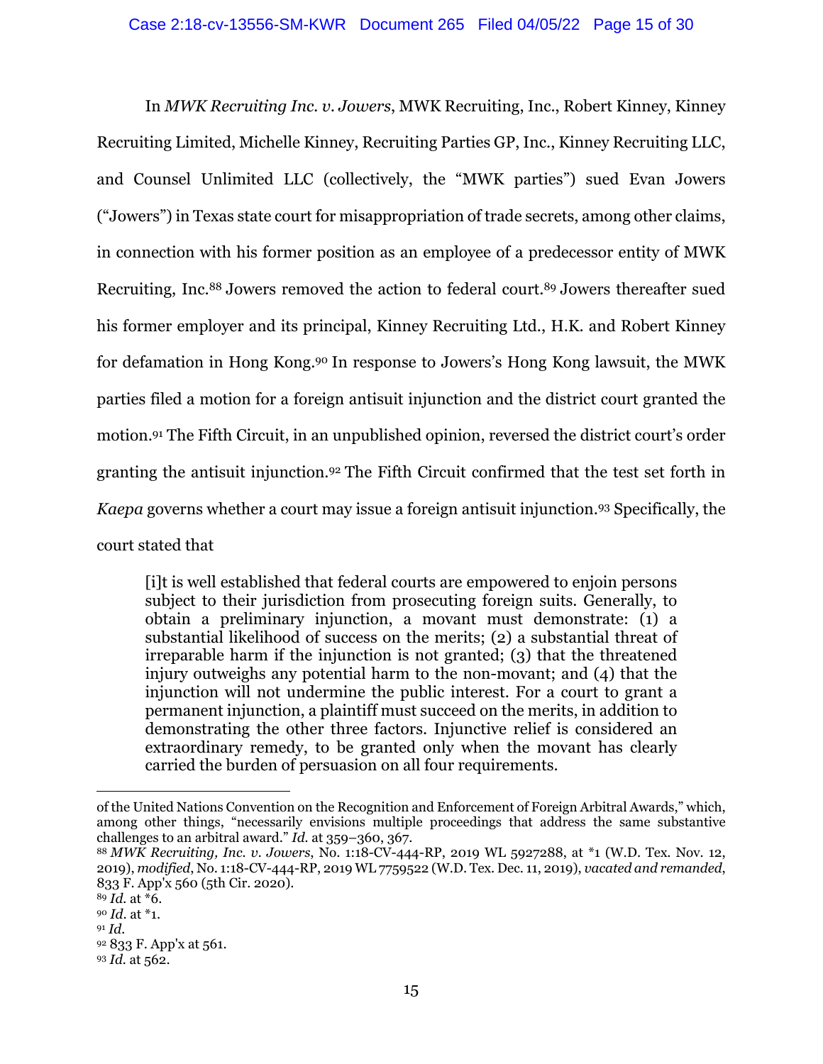In *MWK Recruiting Inc. v. Jowers*, MWK Recruiting, Inc., Robert Kinney, Kinney Recruiting Limited, Michelle Kinney, Recruiting Parties GP, Inc., Kinney Recruiting LLC, and Counsel Unlimited LLC (collectively, the "MWK parties") sued Evan Jowers ("Jowers") in Texas state court for misappropriation of trade secrets, among other claims, in connection with his former position as an employee of a predecessor entity of MWK Recruiting, Inc.[88] Jowers removed the action to federal court.[89] Jowers thereafter sued his former employer and its principal, Kinney Recruiting Ltd., H.K. and Robert Kinney for defamation in Hong Kong.[90] In response to Jowers's Hong Kong lawsuit, the MWK parties filed a motion for a foreign antisuit injunction and the district court granted the motion.[91] The Fifth Circuit, in an unpublished opinion, reversed the district court's order granting the antisuit injunction.[92] The Fifth Circuit confirmed that the test set forth in *Kaepa* governs whether a court may issue a foreign antisuit injunction.[93] Specifically, the court stated that

> [i]t is well established that federal courts are empowered to enjoin persons subject to their jurisdiction from prosecuting foreign suits. Generally, to obtain a preliminary injunction, a movant must demonstrate: (1) a substantial likelihood of success on the merits; (2) a substantial threat of irreparable harm if the injunction is not granted; (3) that the threatened injury outweighs any potential harm to the non-movant; and (4) that the injunction will not undermine the public interest. For a court to grant a permanent injunction, a plaintiff must succeed on the merits, in addition to demonstrating the other three factors. Injunctive relief is considered an extraordinary remedy, to be granted only when the movant has clearly carried the burden of persuasion on all four requirements.

---

of the United Nations Convention on the Recognition and Enforcement of Foreign Arbitral Awards," which, among other things, "necessarily envisions multiple proceedings that address the same substantive challenges to an arbitral award." *Id.* at 359–360, 367.

[88] *MWK Recruiting, Inc. v. Jowers*, No. 1:18-CV-444-RP, 2019 WL 5927288, at *1 (W.D. Tex. Nov. 12, 2019), *modified*, No. 1:18-CV-444-RP, 2019 WL 7759522 (W.D. Tex. Dec. 11, 2019), *vacated and remanded*, 833 F. App'x 560 (5th Cir. 2020).

[89] *Id.* at *6.

[90] *Id.* at *1.

[91] *Id.*

[92] 833 F. App'x at 561.

[93] *Id.* at 562.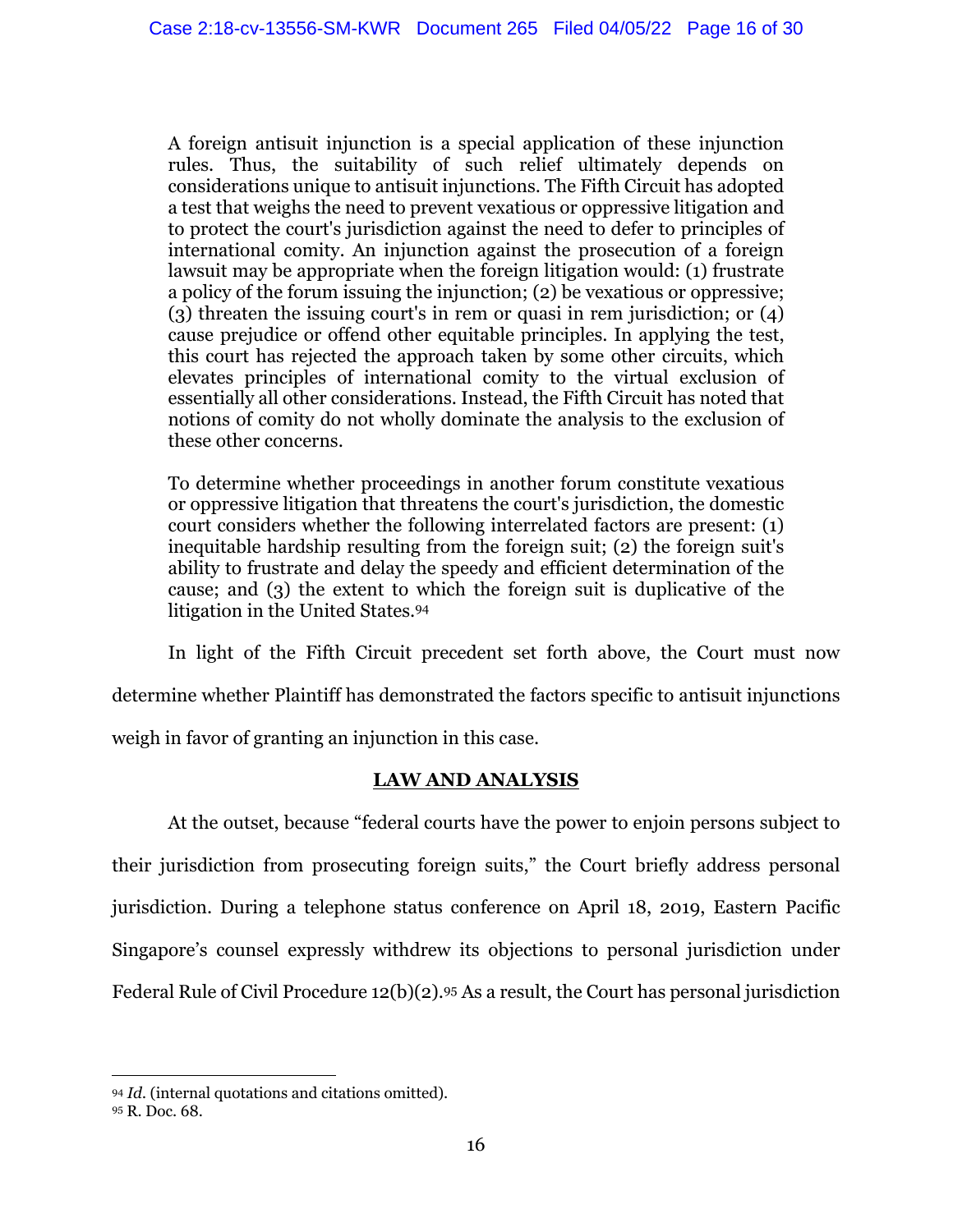> A foreign antisuit injunction is a special application of these injunction rules. Thus, the suitability of such relief ultimately depends on considerations unique to antisuit injunctions. The Fifth Circuit has adopted a test that weighs the need to prevent vexatious or oppressive litigation and to protect the court's jurisdiction against the need to defer to principles of international comity. An injunction against the prosecution of a foreign lawsuit may be appropriate when the foreign litigation would: (1) frustrate a policy of the forum issuing the injunction; (2) be vexatious or oppressive; (3) threaten the issuing court's in rem or quasi in rem jurisdiction; or (4) cause prejudice or offend other equitable principles. In applying the test, this court has rejected the approach taken by some other circuits, which elevates principles of international comity to the virtual exclusion of essentially all other considerations. Instead, the Fifth Circuit has noted that notions of comity do not wholly dominate the analysis to the exclusion of these other concerns.
>
> To determine whether proceedings in another forum constitute vexatious or oppressive litigation that threatens the court's jurisdiction, the domestic court considers whether the following interrelated factors are present: (1) inequitable hardship resulting from the foreign suit; (2) the foreign suit's ability to frustrate and delay the speedy and efficient determination of the cause; and (3) the extent to which the foreign suit is duplicative of the litigation in the United States.[94]

In light of the Fifth Circuit precedent set forth above, the Court must now determine whether Plaintiff has demonstrated the factors specific to antisuit injunctions weigh in favor of granting an injunction in this case.

## LAW AND ANALYSIS

At the outset, because "federal courts have the power to enjoin persons subject to their jurisdiction from prosecuting foreign suits," the Court briefly address personal jurisdiction. During a telephone status conference on April 18, 2019, Eastern Pacific Singapore's counsel expressly withdrew its objections to personal jurisdiction under Federal Rule of Civil Procedure 12(b)(2).[95] As a result, the Court has personal jurisdiction

---

[94] *Id.* (internal quotations and citations omitted).

[95] R. Doc. 68.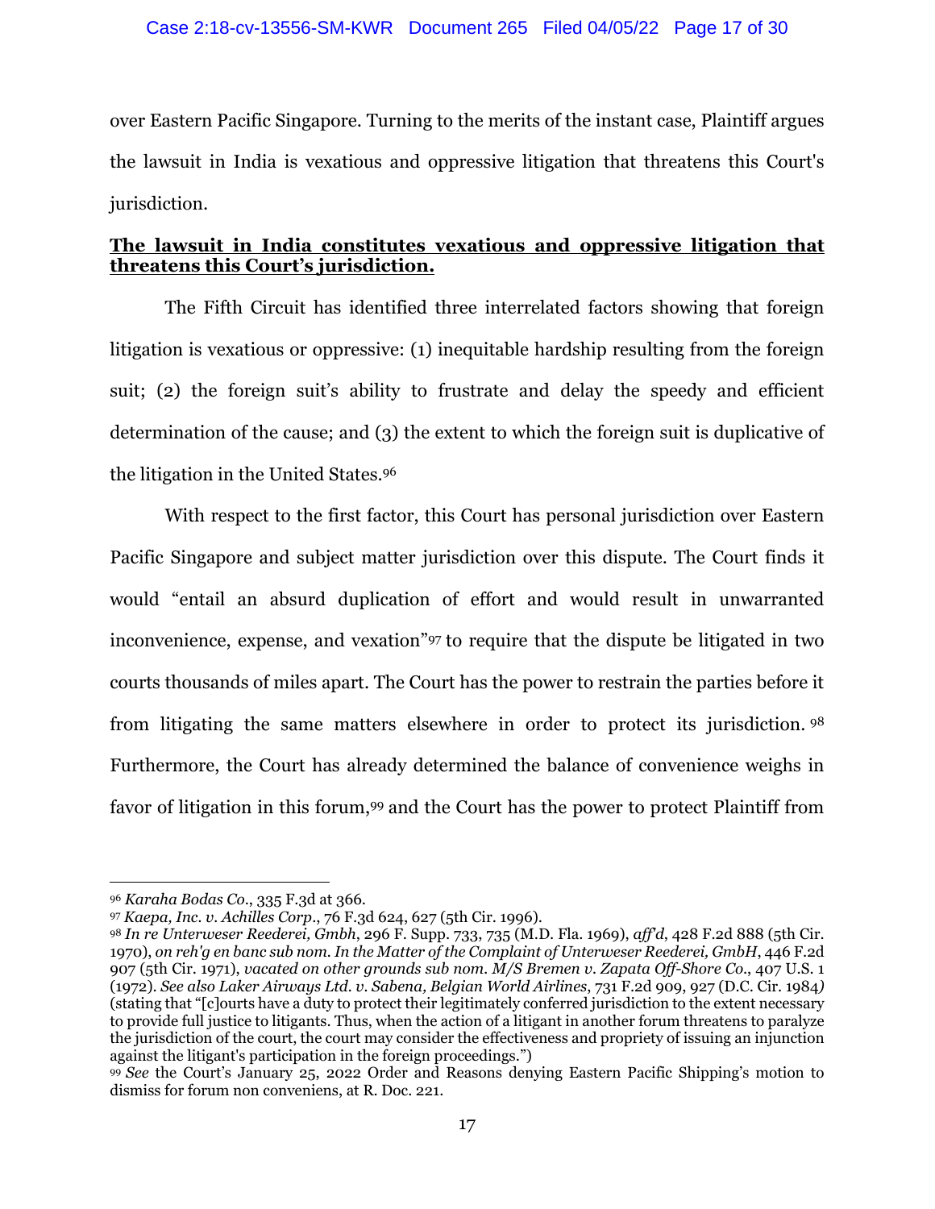over Eastern Pacific Singapore. Turning to the merits of the instant case, Plaintiff argues the lawsuit in India is vexatious and oppressive litigation that threatens this Court's jurisdiction.

**The lawsuit in India constitutes vexatious and oppressive litigation that threatens this Court's jurisdiction.**

The Fifth Circuit has identified three interrelated factors showing that foreign litigation is vexatious or oppressive: (1) inequitable hardship resulting from the foreign suit; (2) the foreign suit's ability to frustrate and delay the speedy and efficient determination of the cause; and (3) the extent to which the foreign suit is duplicative of the litigation in the United States.[96]

With respect to the first factor, this Court has personal jurisdiction over Eastern Pacific Singapore and subject matter jurisdiction over this dispute. The Court finds it would "entail an absurd duplication of effort and would result in unwarranted inconvenience, expense, and vexation"[97] to require that the dispute be litigated in two courts thousands of miles apart. The Court has the power to restrain the parties before it from litigating the same matters elsewhere in order to protect its jurisdiction.[98] Furthermore, the Court has already determined the balance of convenience weighs in favor of litigation in this forum,[99] and the Court has the power to protect Plaintiff from

---

[96] *Karaha Bodas Co.*, 335 F.3d at 366.

[97] *Kaepa, Inc. v. Achilles Corp.*, 76 F.3d 624, 627 (5th Cir. 1996).

[98] *In re Unterweser Reederei, Gmbh*, 296 F. Supp. 733, 735 (M.D. Fla. 1969), *aff'd*, 428 F.2d 888 (5th Cir. 1970), *on reh'g en banc sub nom. In the Matter of the Complaint of Unterweser Reederei, GmbH*, 446 F.2d 907 (5th Cir. 1971), *vacated on other grounds sub nom. M/S Bremen v. Zapata Off-Shore Co.*, 407 U.S. 1 (1972). *See also Laker Airways Ltd. v. Sabena, Belgian World Airlines*, 731 F.2d 909, 927 (D.C. Cir. 1984) (stating that "[c]ourts have a duty to protect their legitimately conferred jurisdiction to the extent necessary to provide full justice to litigants. Thus, when the action of a litigant in another forum threatens to paralyze the jurisdiction of the court, the court may consider the effectiveness and propriety of issuing an injunction against the litigant's participation in the foreign proceedings.")

[99] *See* the Court's January 25, 2022 Order and Reasons denying Eastern Pacific Shipping's motion to dismiss for forum non conveniens, at R. Doc. 221.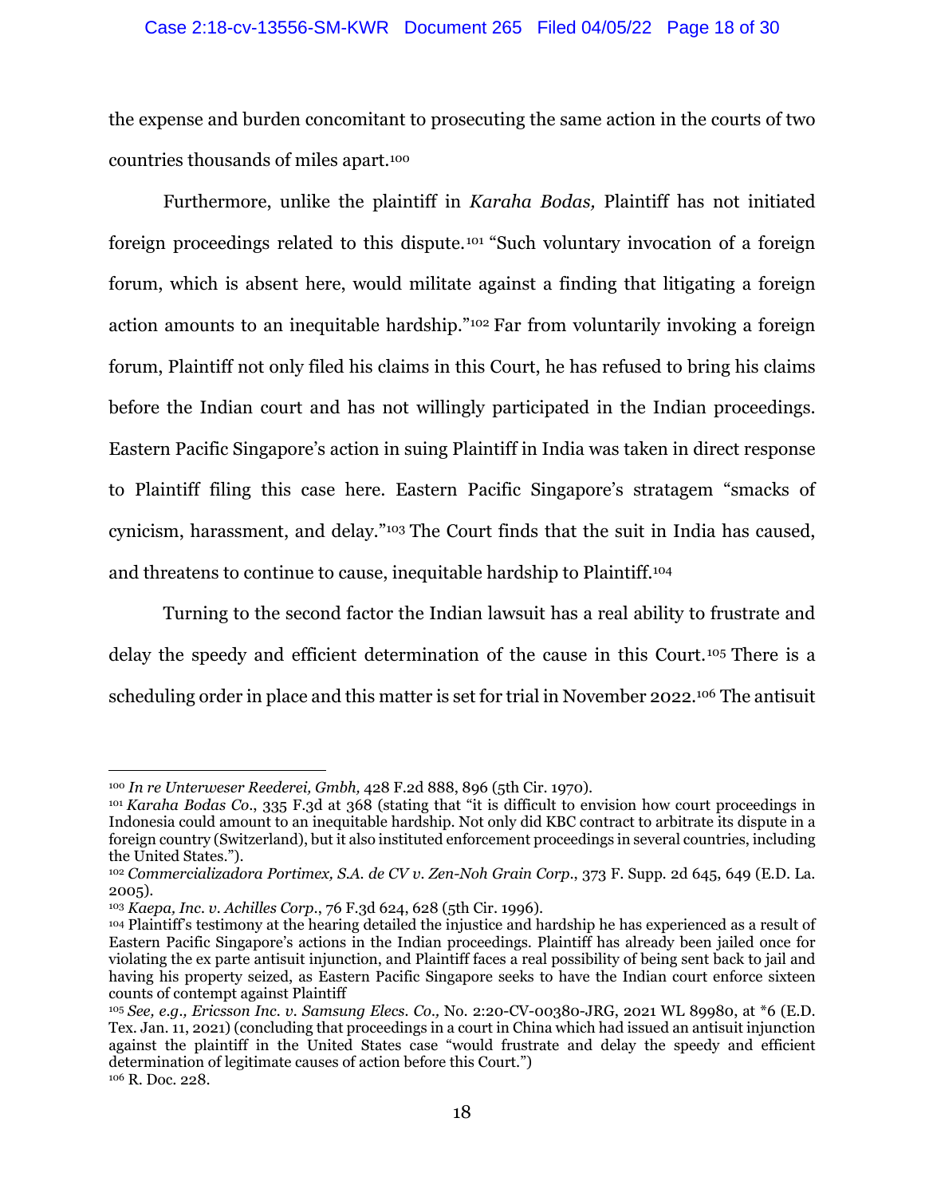the expense and burden concomitant to prosecuting the same action in the courts of two countries thousands of miles apart.[100]

Furthermore, unlike the plaintiff in *Karaha Bodas,* Plaintiff has not initiated foreign proceedings related to this dispute.[101] "Such voluntary invocation of a foreign forum, which is absent here, would militate against a finding that litigating a foreign action amounts to an inequitable hardship."[102] Far from voluntarily invoking a foreign forum, Plaintiff not only filed his claims in this Court, he has refused to bring his claims before the Indian court and has not willingly participated in the Indian proceedings. Eastern Pacific Singapore's action in suing Plaintiff in India was taken in direct response to Plaintiff filing this case here. Eastern Pacific Singapore's stratagem "smacks of cynicism, harassment, and delay."[103] The Court finds that the suit in India has caused, and threatens to continue to cause, inequitable hardship to Plaintiff.[104]

Turning to the second factor the Indian lawsuit has a real ability to frustrate and delay the speedy and efficient determination of the cause in this Court.[105] There is a scheduling order in place and this matter is set for trial in November 2022.[106] The antisuit

---

[100] *In re Unterweser Reederei, Gmbh,* 428 F.2d 888, 896 (5th Cir. 1970).

[101] *Karaha Bodas Co*., 335 F.3d at 368 (stating that "it is difficult to envision how court proceedings in Indonesia could amount to an inequitable hardship. Not only did KBC contract to arbitrate its dispute in a foreign country (Switzerland), but it also instituted enforcement proceedings in several countries, including the United States.").

[102] *Commercializadora Portimex, S.A. de CV v. Zen-Noh Grain Corp*., 373 F. Supp. 2d 645, 649 (E.D. La. 2005).

[103] *Kaepa, Inc. v. Achilles Corp*., 76 F.3d 624, 628 (5th Cir. 1996).

[104] Plaintiff's testimony at the hearing detailed the injustice and hardship he has experienced as a result of Eastern Pacific Singapore's actions in the Indian proceedings. Plaintiff has already been jailed once for violating the ex parte antisuit injunction, and Plaintiff faces a real possibility of being sent back to jail and having his property seized, as Eastern Pacific Singapore seeks to have the Indian court enforce sixteen counts of contempt against Plaintiff

[105] *See, e.g., Ericsson Inc. v. Samsung Elecs. Co.,* No. 2:20-CV-00380-JRG, 2021 WL 89980, at *6 (E.D. Tex. Jan. 11, 2021) (concluding that proceedings in a court in China which had issued an antisuit injunction against the plaintiff in the United States case "would frustrate and delay the speedy and efficient determination of legitimate causes of action before this Court.")

[106] R. Doc. 228.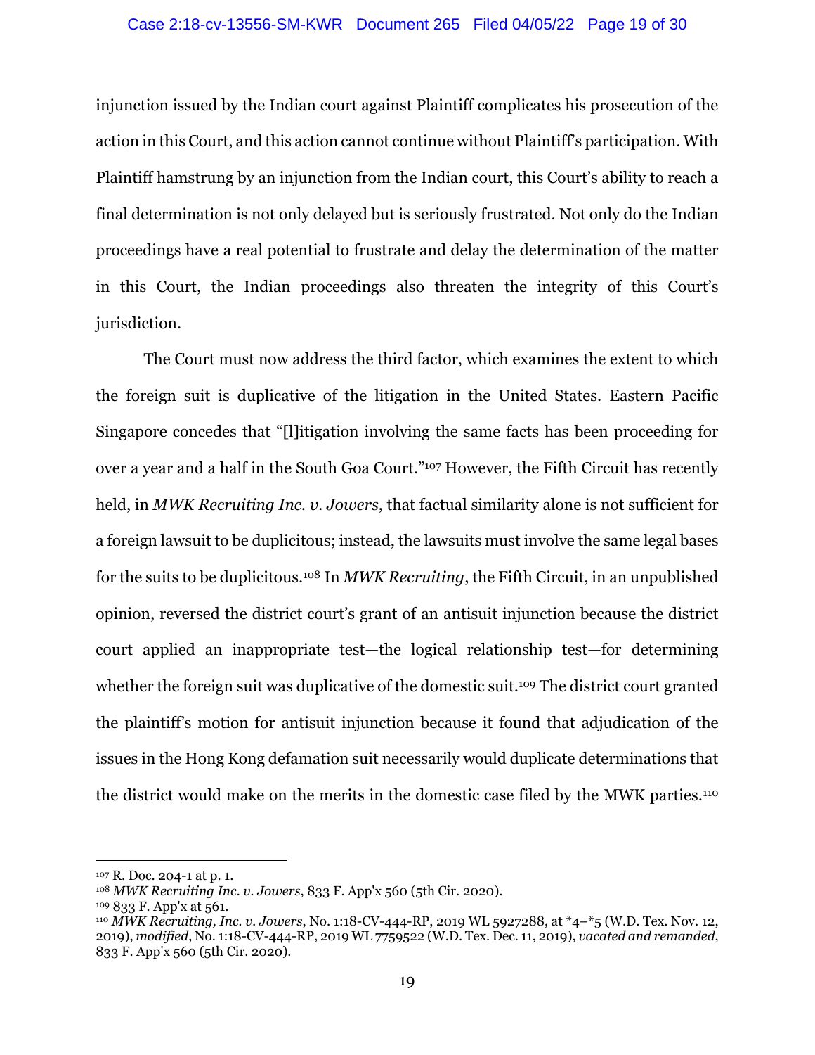injunction issued by the Indian court against Plaintiff complicates his prosecution of the action in this Court, and this action cannot continue without Plaintiff's participation. With Plaintiff hamstrung by an injunction from the Indian court, this Court's ability to reach a final determination is not only delayed but is seriously frustrated. Not only do the Indian proceedings have a real potential to frustrate and delay the determination of the matter in this Court, the Indian proceedings also threaten the integrity of this Court's jurisdiction.

The Court must now address the third factor, which examines the extent to which the foreign suit is duplicative of the litigation in the United States. Eastern Pacific Singapore concedes that "[l]itigation involving the same facts has been proceeding for over a year and a half in the South Goa Court."[107] However, the Fifth Circuit has recently held, in *MWK Recruiting Inc. v. Jowers*, that factual similarity alone is not sufficient for a foreign lawsuit to be duplicitous; instead, the lawsuits must involve the same legal bases for the suits to be duplicitous.[108] In *MWK Recruiting*, the Fifth Circuit, in an unpublished opinion, reversed the district court's grant of an antisuit injunction because the district court applied an inappropriate test—the logical relationship test—for determining whether the foreign suit was duplicative of the domestic suit.[109] The district court granted the plaintiff's motion for antisuit injunction because it found that adjudication of the issues in the Hong Kong defamation suit necessarily would duplicate determinations that the district would make on the merits in the domestic case filed by the MWK parties.[110]

---

[107] R. Doc. 204-1 at p. 1.

[108] *MWK Recruiting Inc. v. Jowers*, 833 F. App'x 560 (5th Cir. 2020).

[109] 833 F. App'x at 561.

[110] *MWK Recruiting, Inc. v. Jowers*, No. 1:18-CV-444-RP, 2019 WL 5927288, at *4–*5 (W.D. Tex. Nov. 12, 2019), *modified*, No. 1:18-CV-444-RP, 2019 WL 7759522 (W.D. Tex. Dec. 11, 2019), *vacated and remanded*, 833 F. App'x 560 (5th Cir. 2020).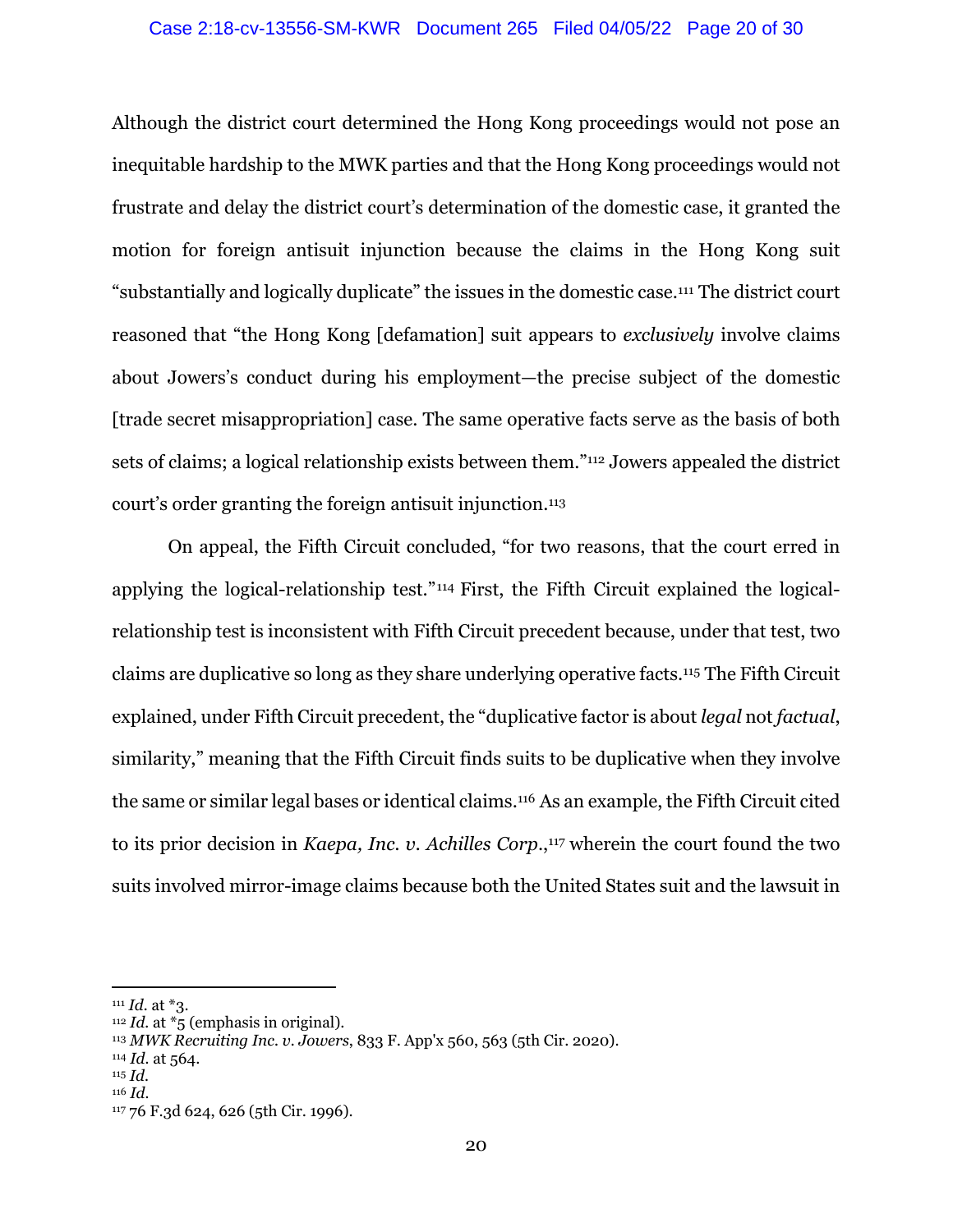Although the district court determined the Hong Kong proceedings would not pose an inequitable hardship to the MWK parties and that the Hong Kong proceedings would not frustrate and delay the district court's determination of the domestic case, it granted the motion for foreign antisuit injunction because the claims in the Hong Kong suit "substantially and logically duplicate" the issues in the domestic case.[111] The district court reasoned that "the Hong Kong [defamation] suit appears to *exclusively* involve claims about Jowers's conduct during his employment—the precise subject of the domestic [trade secret misappropriation] case. The same operative facts serve as the basis of both sets of claims; a logical relationship exists between them."[112] Jowers appealed the district court's order granting the foreign antisuit injunction.[113]

On appeal, the Fifth Circuit concluded, "for two reasons, that the court erred in applying the logical-relationship test."[114] First, the Fifth Circuit explained the logical-relationship test is inconsistent with Fifth Circuit precedent because, under that test, two claims are duplicative so long as they share underlying operative facts.[115] The Fifth Circuit explained, under Fifth Circuit precedent, the "duplicative factor is about *legal* not *factual*, similarity," meaning that the Fifth Circuit finds suits to be duplicative when they involve the same or similar legal bases or identical claims.[116] As an example, the Fifth Circuit cited to its prior decision in *Kaepa, Inc. v. Achilles Corp.*,[117] wherein the court found the two suits involved mirror-image claims because both the United States suit and the lawsuit in

---

[111] *Id.* at *3.

[112] *Id.* at *5 (emphasis in original).

[113] *MWK Recruiting Inc. v. Jowers*, 833 F. App'x 560, 563 (5th Cir. 2020).

[114] *Id.* at 564.

[115] *Id.*

[116] *Id.*

[117] 76 F.3d 624, 626 (5th Cir. 1996).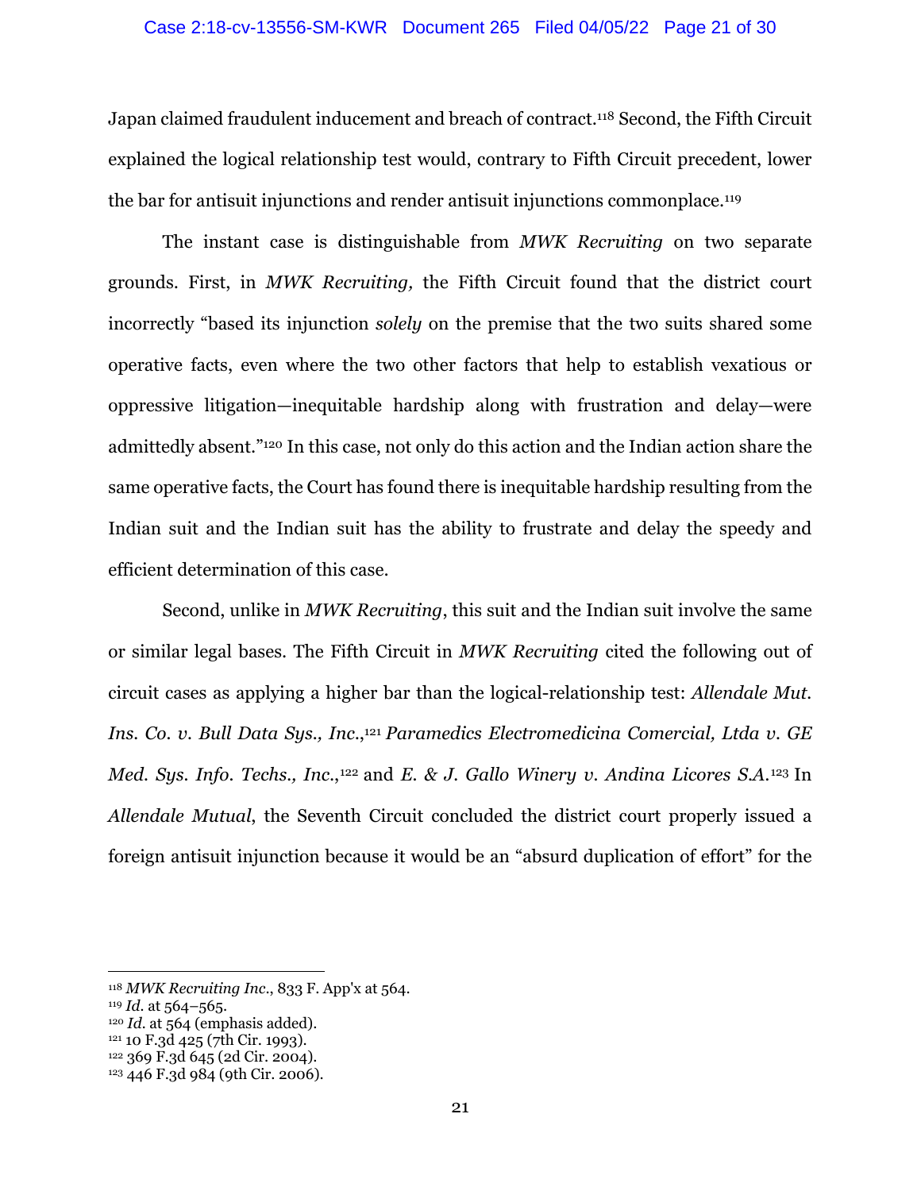Japan claimed fraudulent inducement and breach of contract.[118] Second, the Fifth Circuit explained the logical relationship test would, contrary to Fifth Circuit precedent, lower the bar for antisuit injunctions and render antisuit injunctions commonplace.[119]

The instant case is distinguishable from *MWK Recruiting* on two separate grounds. First, in *MWK Recruiting,* the Fifth Circuit found that the district court incorrectly "based its injunction *solely* on the premise that the two suits shared some operative facts, even where the two other factors that help to establish vexatious or oppressive litigation—inequitable hardship along with frustration and delay—were admittedly absent."[120] In this case, not only do this action and the Indian action share the same operative facts, the Court has found there is inequitable hardship resulting from the Indian suit and the Indian suit has the ability to frustrate and delay the speedy and efficient determination of this case.

Second, unlike in *MWK Recruiting*, this suit and the Indian suit involve the same or similar legal bases. The Fifth Circuit in *MWK Recruiting* cited the following out of circuit cases as applying a higher bar than the logical-relationship test: *Allendale Mut. Ins. Co. v. Bull Data Sys., Inc.*,[121] *Paramedics Electromedicina Comercial, Ltda v. GE Med. Sys. Info. Techs., Inc.*,[122] and *E. & J. Gallo Winery v. Andina Licores S.A.*[123] In *Allendale Mutual*, the Seventh Circuit concluded the district court properly issued a foreign antisuit injunction because it would be an "absurd duplication of effort" for the

---

[118] *MWK Recruiting Inc.*, 833 F. App'x at 564.
[119] *Id.* at 564–565.
[120] *Id.* at 564 (emphasis added).
[121] 10 F.3d 425 (7th Cir. 1993).
[122] 369 F.3d 645 (2d Cir. 2004).
[123] 446 F.3d 984 (9th Cir. 2006).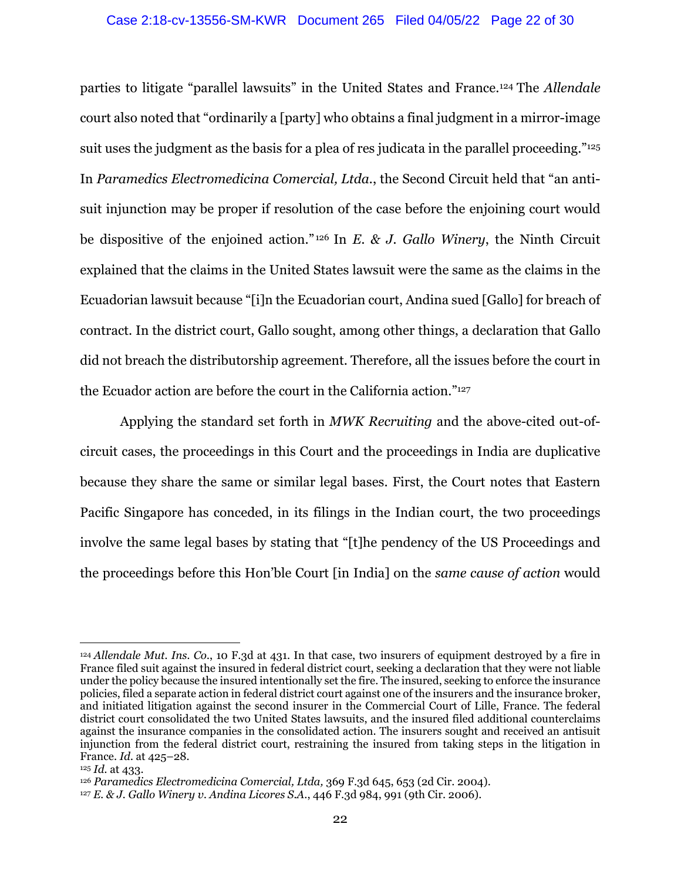parties to litigate "parallel lawsuits" in the United States and France.[124] The *Allendale* court also noted that "ordinarily a [party] who obtains a final judgment in a mirror-image suit uses the judgment as the basis for a plea of res judicata in the parallel proceeding."[125] In *Paramedics Electromedicina Comercial, Ltda.*, the Second Circuit held that "an anti-suit injunction may be proper if resolution of the case before the enjoining court would be dispositive of the enjoined action."[126] In *E. & J. Gallo Winery*, the Ninth Circuit explained that the claims in the United States lawsuit were the same as the claims in the Ecuadorian lawsuit because "[i]n the Ecuadorian court, Andina sued [Gallo] for breach of contract. In the district court, Gallo sought, among other things, a declaration that Gallo did not breach the distributorship agreement. Therefore, all the issues before the court in the Ecuador action are before the court in the California action."[127]

Applying the standard set forth in *MWK Recruiting* and the above-cited out-of-circuit cases, the proceedings in this Court and the proceedings in India are duplicative because they share the same or similar legal bases. First, the Court notes that Eastern Pacific Singapore has conceded, in its filings in the Indian court, the two proceedings involve the same legal bases by stating that "[t]he pendency of the US Proceedings and the proceedings before this Hon'ble Court [in India] on the *same cause of action* would

---

[124] *Allendale Mut. Ins. Co.*, 10 F.3d at 431. In that case, two insurers of equipment destroyed by a fire in France filed suit against the insured in federal district court, seeking a declaration that they were not liable under the policy because the insured intentionally set the fire. The insured, seeking to enforce the insurance policies, filed a separate action in federal district court against one of the insurers and the insurance broker, and initiated litigation against the second insurer in the Commercial Court of Lille, France. The federal district court consolidated the two United States lawsuits, and the insured filed additional counterclaims against the insurance companies in the consolidated action. The insurers sought and received an antisuit injunction from the federal district court, restraining the insured from taking steps in the litigation in France. *Id.* at 425–28.

[125] *Id.* at 433.

[126] *Paramedics Electromedicina Comercial, Ltda,* 369 F.3d 645, 653 (2d Cir. 2004).

[127] *E. & J. Gallo Winery v. Andina Licores S.A.*, 446 F.3d 984, 991 (9th Cir. 2006).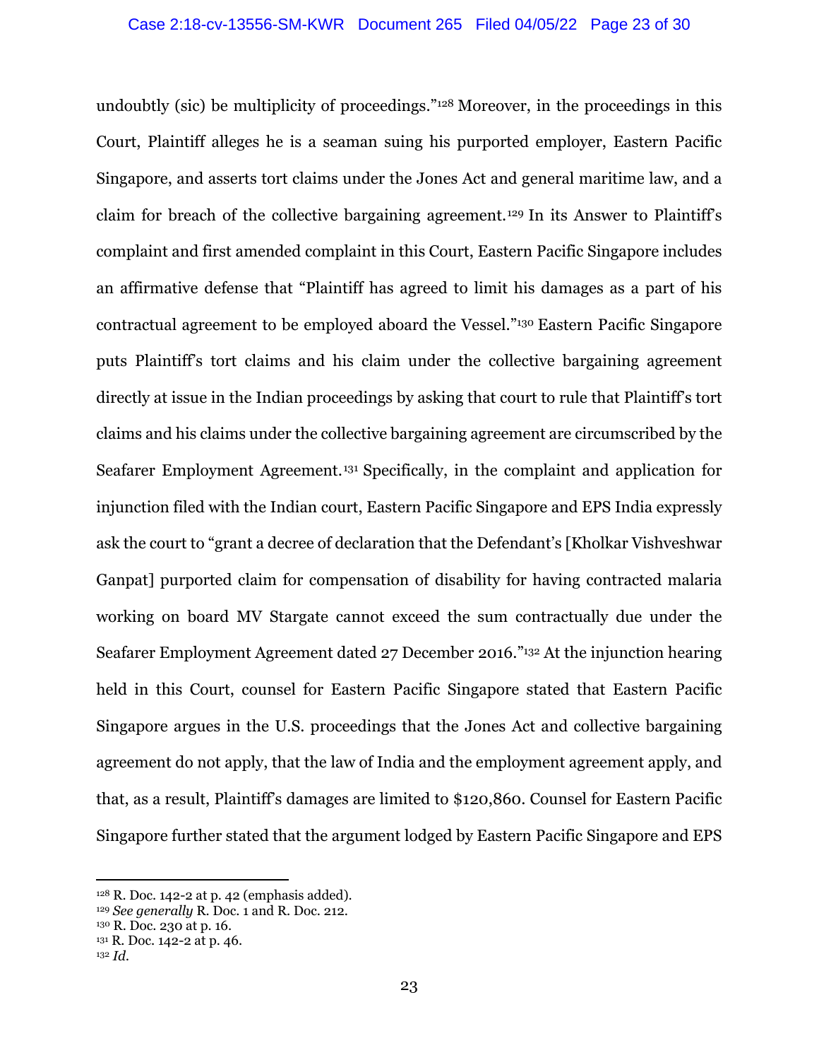undoubtly (sic) be multiplicity of proceedings."[128] Moreover, in the proceedings in this Court, Plaintiff alleges he is a seaman suing his purported employer, Eastern Pacific Singapore, and asserts tort claims under the Jones Act and general maritime law, and a claim for breach of the collective bargaining agreement.[129] In its Answer to Plaintiff's complaint and first amended complaint in this Court, Eastern Pacific Singapore includes an affirmative defense that "Plaintiff has agreed to limit his damages as a part of his contractual agreement to be employed aboard the Vessel."[130] Eastern Pacific Singapore puts Plaintiff's tort claims and his claim under the collective bargaining agreement directly at issue in the Indian proceedings by asking that court to rule that Plaintiff's tort claims and his claims under the collective bargaining agreement are circumscribed by the Seafarer Employment Agreement.[131] Specifically, in the complaint and application for injunction filed with the Indian court, Eastern Pacific Singapore and EPS India expressly ask the court to "grant a decree of declaration that the Defendant's [Kholkar Vishveshwar Ganpat] purported claim for compensation of disability for having contracted malaria working on board MV Stargate cannot exceed the sum contractually due under the Seafarer Employment Agreement dated 27 December 2016."[132] At the injunction hearing held in this Court, counsel for Eastern Pacific Singapore stated that Eastern Pacific Singapore argues in the U.S. proceedings that the Jones Act and collective bargaining agreement do not apply, that the law of India and the employment agreement apply, and that, as a result, Plaintiff's damages are limited to $120,860. Counsel for Eastern Pacific Singapore further stated that the argument lodged by Eastern Pacific Singapore and EPS

---

[128] R. Doc. 142-2 at p. 42 (emphasis added).

[129] *See generally* R. Doc. 1 and R. Doc. 212.

[130] R. Doc. 230 at p. 16.

[131] R. Doc. 142-2 at p. 46.

[132] *Id.*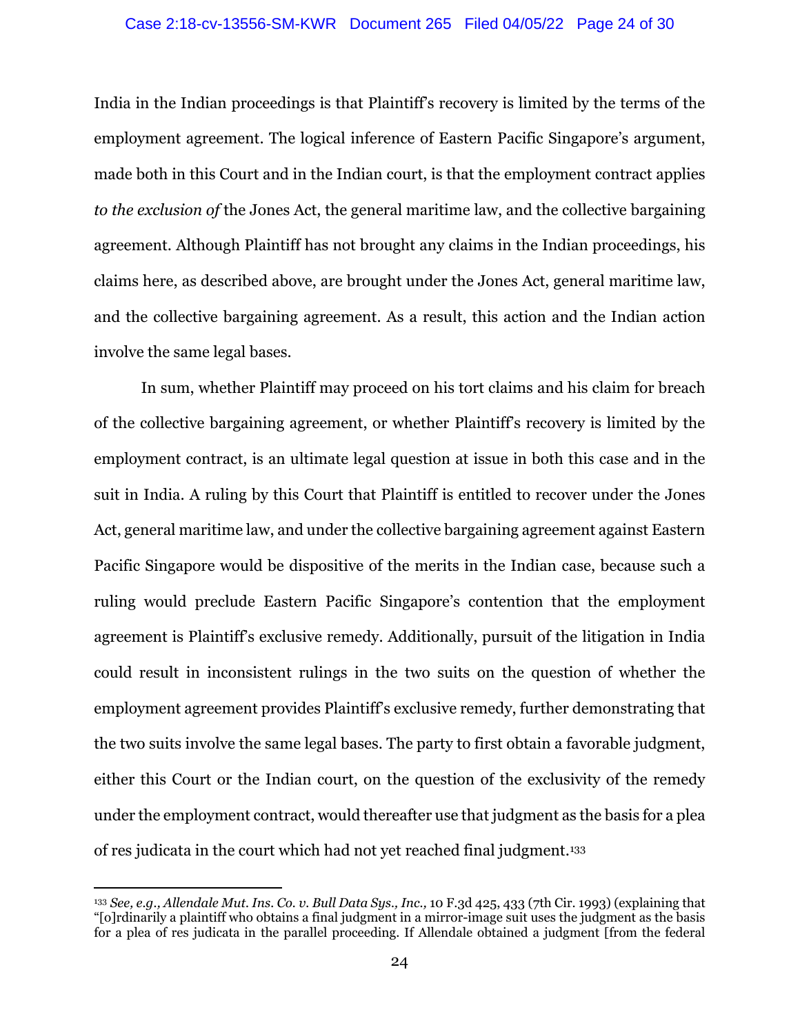India in the Indian proceedings is that Plaintiff's recovery is limited by the terms of the employment agreement. The logical inference of Eastern Pacific Singapore's argument, made both in this Court and in the Indian court, is that the employment contract applies *to the exclusion of* the Jones Act, the general maritime law, and the collective bargaining agreement. Although Plaintiff has not brought any claims in the Indian proceedings, his claims here, as described above, are brought under the Jones Act, general maritime law, and the collective bargaining agreement. As a result, this action and the Indian action involve the same legal bases.

In sum, whether Plaintiff may proceed on his tort claims and his claim for breach of the collective bargaining agreement, or whether Plaintiff's recovery is limited by the employment contract, is an ultimate legal question at issue in both this case and in the suit in India. A ruling by this Court that Plaintiff is entitled to recover under the Jones Act, general maritime law, and under the collective bargaining agreement against Eastern Pacific Singapore would be dispositive of the merits in the Indian case, because such a ruling would preclude Eastern Pacific Singapore's contention that the employment agreement is Plaintiff's exclusive remedy. Additionally, pursuit of the litigation in India could result in inconsistent rulings in the two suits on the question of whether the employment agreement provides Plaintiff's exclusive remedy, further demonstrating that the two suits involve the same legal bases. The party to first obtain a favorable judgment, either this Court or the Indian court, on the question of the exclusivity of the remedy under the employment contract, would thereafter use that judgment as the basis for a plea of res judicata in the court which had not yet reached final judgment.[133]

---

[133] *See, e.g.*, *Allendale Mut. Ins. Co. v. Bull Data Sys., Inc.*, 10 F.3d 425, 433 (7th Cir. 1993) (explaining that "[o]rdinarily a plaintiff who obtains a final judgment in a mirror-image suit uses the judgment as the basis for a plea of res judicata in the parallel proceeding. If Allendale obtained a judgment [from the federal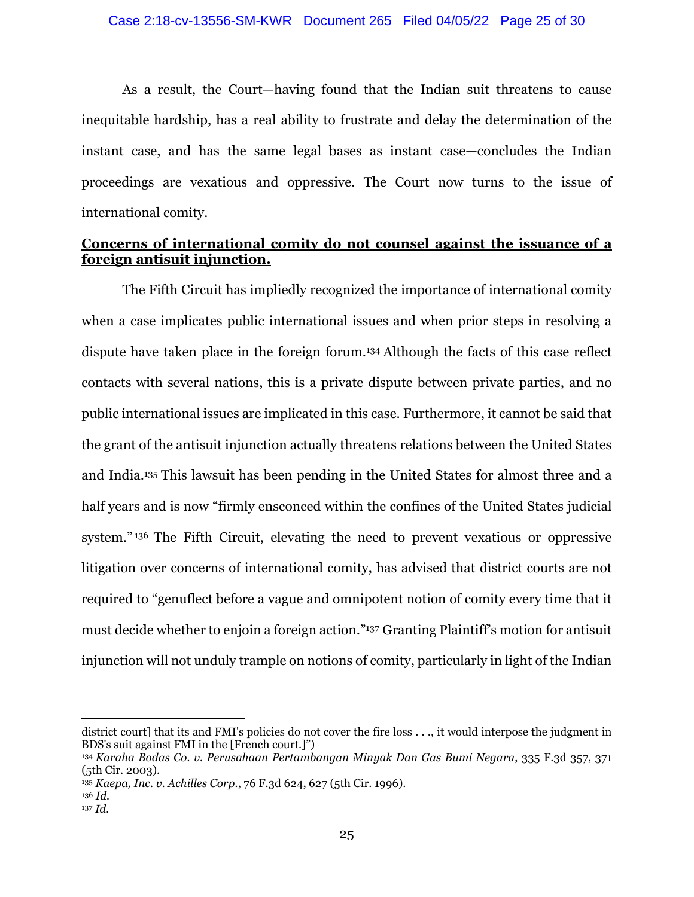As a result, the Court—having found that the Indian suit threatens to cause inequitable hardship, has a real ability to frustrate and delay the determination of the instant case, and has the same legal bases as instant case—concludes the Indian proceedings are vexatious and oppressive. The Court now turns to the issue of international comity.

**Concerns of international comity do not counsel against the issuance of a foreign antisuit injunction.**

The Fifth Circuit has impliedly recognized the importance of international comity when a case implicates public international issues and when prior steps in resolving a dispute have taken place in the foreign forum.[134] Although the facts of this case reflect contacts with several nations, this is a private dispute between private parties, and no public international issues are implicated in this case. Furthermore, it cannot be said that the grant of the antisuit injunction actually threatens relations between the United States and India.[135] This lawsuit has been pending in the United States for almost three and a half years and is now "firmly ensconced within the confines of the United States judicial system."[136] The Fifth Circuit, elevating the need to prevent vexatious or oppressive litigation over concerns of international comity, has advised that district courts are not required to "genuflect before a vague and omnipotent notion of comity every time that it must decide whether to enjoin a foreign action."[137] Granting Plaintiff's motion for antisuit injunction will not unduly trample on notions of comity, particularly in light of the Indian

---

district court] that its and FMI's policies do not cover the fire loss . . ., it would interpose the judgment in BDS's suit against FMI in the [French court.]")

[134] *Karaha Bodas Co. v. Perusahaan Pertambangan Minyak Dan Gas Bumi Negara*, 335 F.3d 357, 371 (5th Cir. 2003).

[135] *Kaepa, Inc. v. Achilles Corp.*, 76 F.3d 624, 627 (5th Cir. 1996).

[136] *Id.*

[137] *Id.*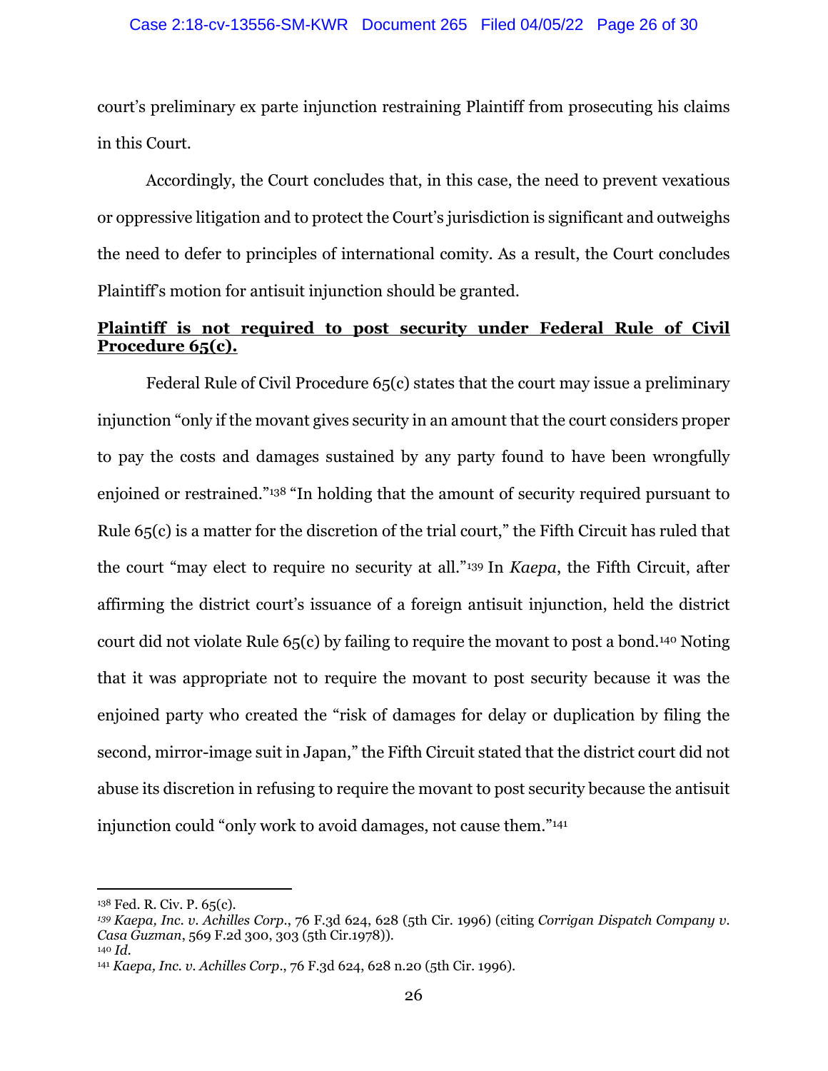court's preliminary ex parte injunction restraining Plaintiff from prosecuting his claims in this Court.

Accordingly, the Court concludes that, in this case, the need to prevent vexatious or oppressive litigation and to protect the Court's jurisdiction is significant and outweighs the need to defer to principles of international comity. As a result, the Court concludes Plaintiff's motion for antisuit injunction should be granted.

**Plaintiff is not required to post security under Federal Rule of Civil Procedure 65(c).**

Federal Rule of Civil Procedure 65(c) states that the court may issue a preliminary injunction "only if the movant gives security in an amount that the court considers proper to pay the costs and damages sustained by any party found to have been wrongfully enjoined or restrained."[138] "In holding that the amount of security required pursuant to Rule 65(c) is a matter for the discretion of the trial court," the Fifth Circuit has ruled that the court "may elect to require no security at all."[139] In *Kaepa*, the Fifth Circuit, after affirming the district court's issuance of a foreign antisuit injunction, held the district court did not violate Rule 65(c) by failing to require the movant to post a bond.[140] Noting that it was appropriate not to require the movant to post security because it was the enjoined party who created the "risk of damages for delay or duplication by filing the second, mirror-image suit in Japan," the Fifth Circuit stated that the district court did not abuse its discretion in refusing to require the movant to post security because the antisuit injunction could "only work to avoid damages, not cause them."[141]

---

[138] Fed. R. Civ. P. 65(c).

[139] *Kaepa, Inc. v. Achilles Corp.*, 76 F.3d 624, 628 (5th Cir. 1996) (citing *Corrigan Dispatch Company v. Casa Guzman*, 569 F.2d 300, 303 (5th Cir.1978)).

[140] *Id.*

[141] *Kaepa, Inc. v. Achilles Corp.*, 76 F.3d 624, 628 n.20 (5th Cir. 1996).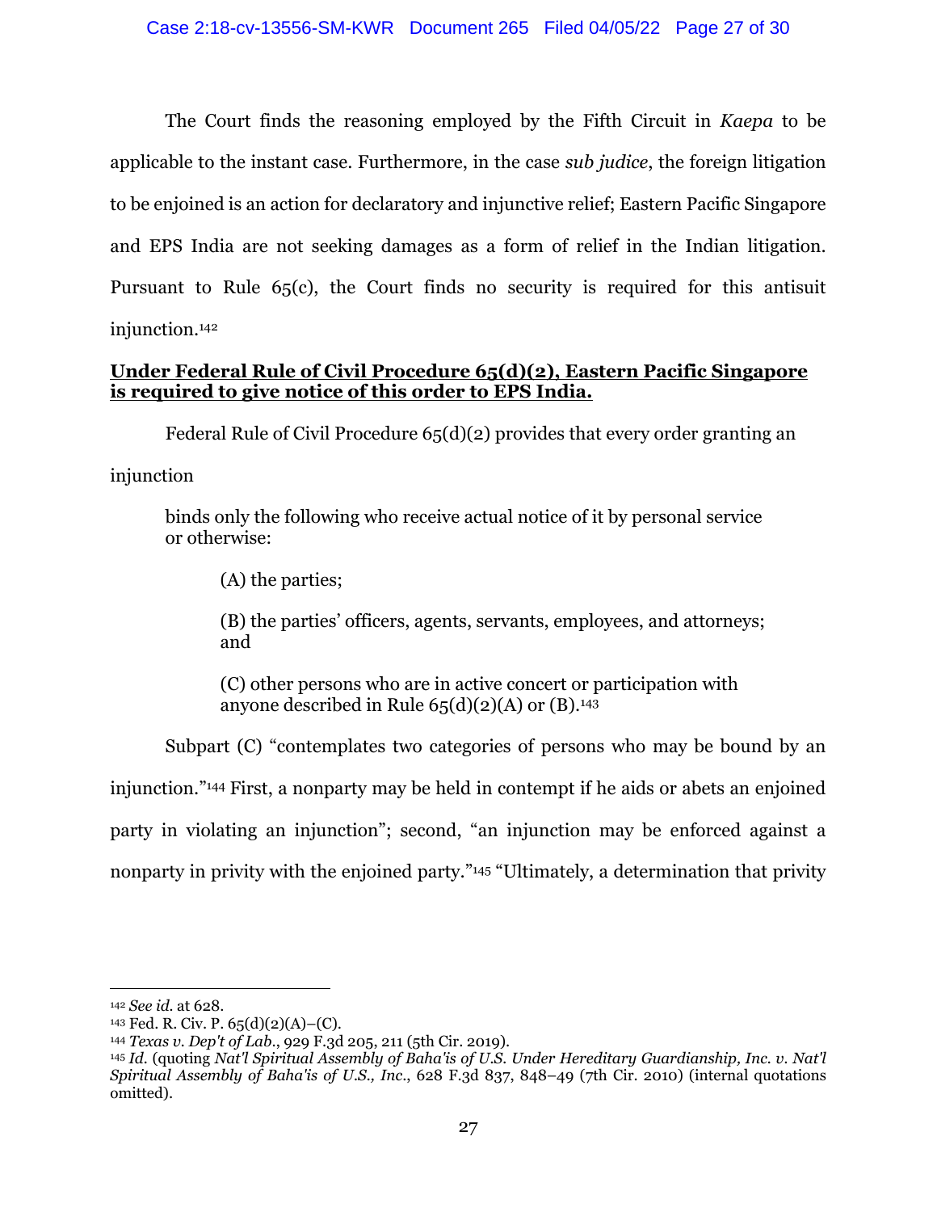The Court finds the reasoning employed by the Fifth Circuit in *Kaepa* to be applicable to the instant case. Furthermore, in the case *sub judice*, the foreign litigation to be enjoined is an action for declaratory and injunctive relief; Eastern Pacific Singapore and EPS India are not seeking damages as a form of relief in the Indian litigation. Pursuant to Rule 65(c), the Court finds no security is required for this antisuit injunction.[142]

**Under Federal Rule of Civil Procedure 65(d)(2), Eastern Pacific Singapore is required to give notice of this order to EPS India.**

Federal Rule of Civil Procedure 65(d)(2) provides that every order granting an injunction

> binds only the following who receive actual notice of it by personal service or otherwise:
>
> (A) the parties;
>
> (B) the parties' officers, agents, servants, employees, and attorneys; and
>
> (C) other persons who are in active concert or participation with anyone described in Rule 65(d)(2)(A) or (B).[143]

Subpart (C) "contemplates two categories of persons who may be bound by an injunction."[144] First, a nonparty may be held in contempt if he aids or abets an enjoined party in violating an injunction"; second, "an injunction may be enforced against a nonparty in privity with the enjoined party."[145] "Ultimately, a determination that privity

---

[142] *See id.* at 628.

[143] Fed. R. Civ. P. 65(d)(2)(A)–(C).

[144] *Texas v. Dep't of Lab.*, 929 F.3d 205, 211 (5th Cir. 2019).

[145] *Id.* (quoting *Nat'l Spiritual Assembly of Baha'is of U.S. Under Hereditary Guardianship, Inc. v. Nat'l Spiritual Assembly of Baha'is of U.S., Inc.*, 628 F.3d 837, 848–49 (7th Cir. 2010) (internal quotations omitted).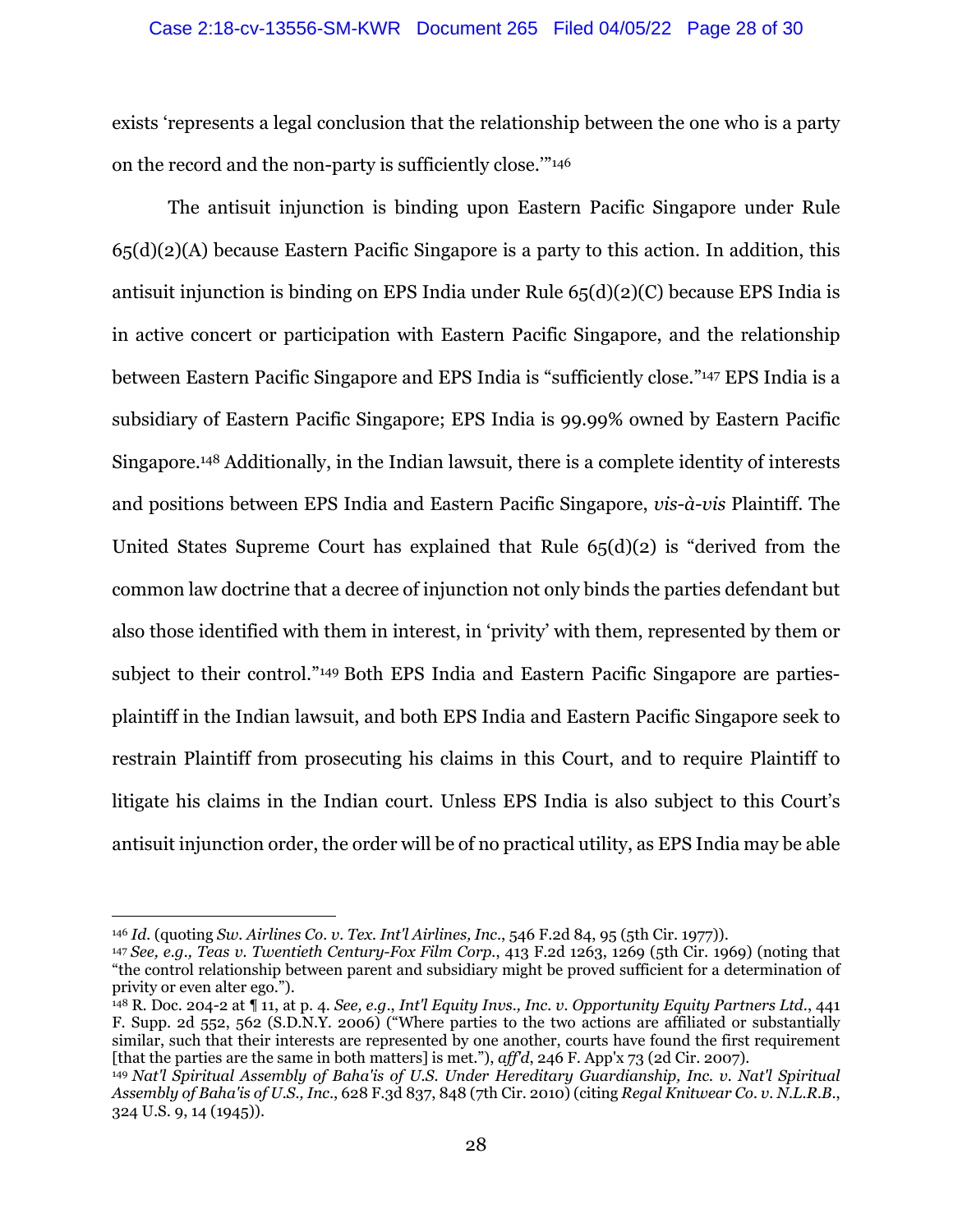exists 'represents a legal conclusion that the relationship between the one who is a party on the record and the non-party is sufficiently close.'"[146]

The antisuit injunction is binding upon Eastern Pacific Singapore under Rule 65(d)(2)(A) because Eastern Pacific Singapore is a party to this action. In addition, this antisuit injunction is binding on EPS India under Rule 65(d)(2)(C) because EPS India is in active concert or participation with Eastern Pacific Singapore, and the relationship between Eastern Pacific Singapore and EPS India is "sufficiently close."[147] EPS India is a subsidiary of Eastern Pacific Singapore; EPS India is 99.99% owned by Eastern Pacific Singapore.[148] Additionally, in the Indian lawsuit, there is a complete identity of interests and positions between EPS India and Eastern Pacific Singapore, *vis-à-vis* Plaintiff. The United States Supreme Court has explained that Rule 65(d)(2) is "derived from the common law doctrine that a decree of injunction not only binds the parties defendant but also those identified with them in interest, in 'privity' with them, represented by them or subject to their control."[149] Both EPS India and Eastern Pacific Singapore are parties-plaintiff in the Indian lawsuit, and both EPS India and Eastern Pacific Singapore seek to restrain Plaintiff from prosecuting his claims in this Court, and to require Plaintiff to litigate his claims in the Indian court. Unless EPS India is also subject to this Court's antisuit injunction order, the order will be of no practical utility, as EPS India may be able

---

[146] *Id.* (quoting *Sw. Airlines Co. v. Tex. Int'l Airlines, Inc.*, 546 F.2d 84, 95 (5th Cir. 1977)).

[147] *See, e.g., Teas v. Twentieth Century-Fox Film Corp.*, 413 F.2d 1263, 1269 (5th Cir. 1969) (noting that "the control relationship between parent and subsidiary might be proved sufficient for a determination of privity or even alter ego.").

[148] R. Doc. 204-2 at ¶ 11, at p. 4. *See, e.g.*, *Int'l Equity Invs., Inc. v. Opportunity Equity Partners Ltd.*, 441 F. Supp. 2d 552, 562 (S.D.N.Y. 2006) ("Where parties to the two actions are affiliated or substantially similar, such that their interests are represented by one another, courts have found the first requirement [that the parties are the same in both matters] is met."), *aff'd*, 246 F. App'x 73 (2d Cir. 2007).

[149] *Nat'l Spiritual Assembly of Baha'is of U.S. Under Hereditary Guardianship, Inc. v. Nat'l Spiritual Assembly of Baha'is of U.S., Inc.*, 628 F.3d 837, 848 (7th Cir. 2010) (citing *Regal Knitwear Co. v. N.L.R.B.*, 324 U.S. 9, 14 (1945)).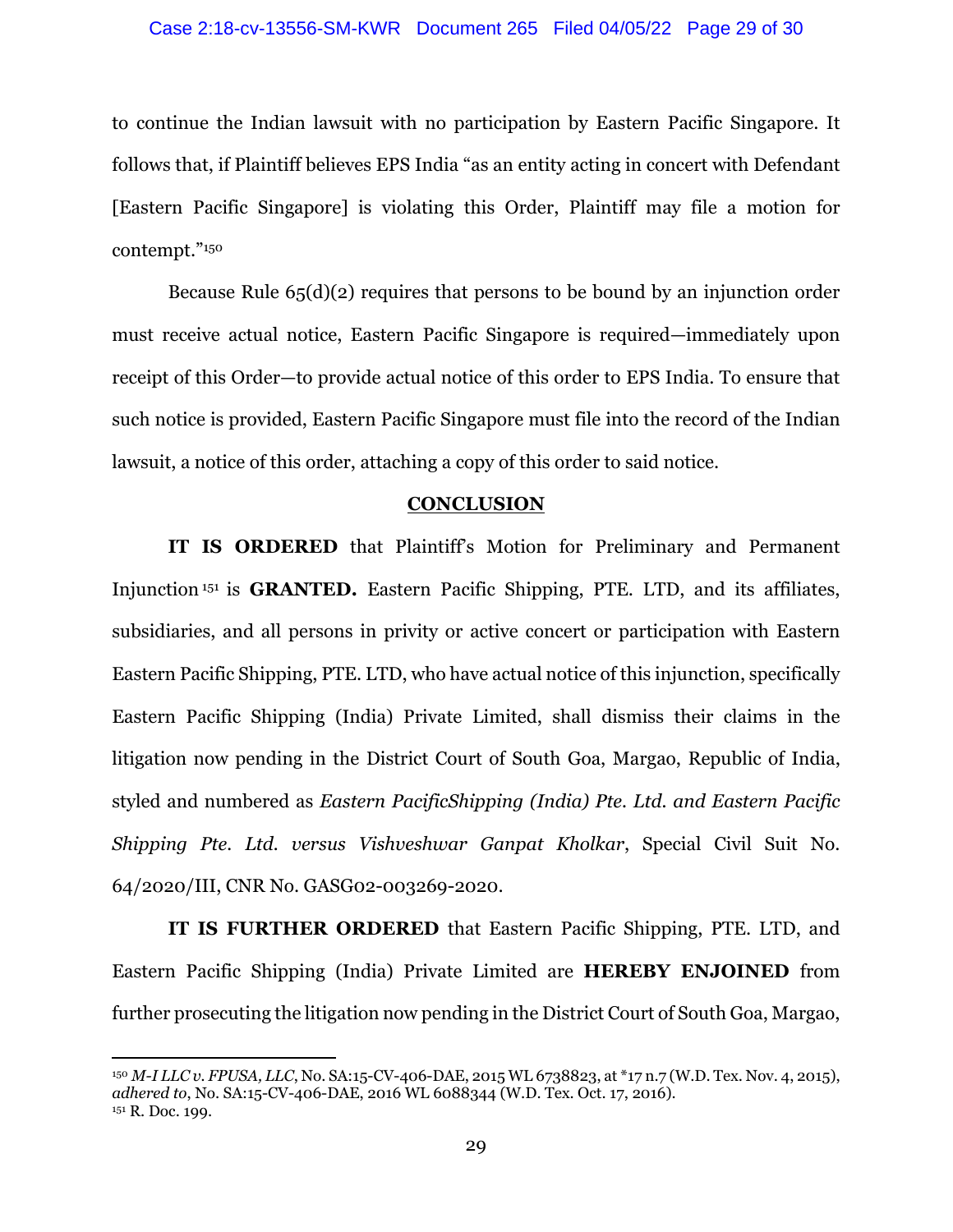to continue the Indian lawsuit with no participation by Eastern Pacific Singapore. It follows that, if Plaintiff believes EPS India "as an entity acting in concert with Defendant [Eastern Pacific Singapore] is violating this Order, Plaintiff may file a motion for contempt."[150]

Because Rule 65(d)(2) requires that persons to be bound by an injunction order must receive actual notice, Eastern Pacific Singapore is required—immediately upon receipt of this Order—to provide actual notice of this order to EPS India. To ensure that such notice is provided, Eastern Pacific Singapore must file into the record of the Indian lawsuit, a notice of this order, attaching a copy of this order to said notice.

## CONCLUSION

**IT IS ORDERED** that Plaintiff's Motion for Preliminary and Permanent Injunction[151] is **GRANTED.** Eastern Pacific Shipping, PTE. LTD, and its affiliates, subsidiaries, and all persons in privity or active concert or participation with Eastern Eastern Pacific Shipping, PTE. LTD, who have actual notice of this injunction, specifically Eastern Pacific Shipping (India) Private Limited, shall dismiss their claims in the litigation now pending in the District Court of South Goa, Margao, Republic of India, styled and numbered as *Eastern PacificShipping (India) Pte. Ltd. and Eastern Pacific Shipping Pte. Ltd. versus Vishveshwar Ganpat Kholkar*, Special Civil Suit No. 64/2020/III, CNR No. GASG02-003269-2020.

**IT IS FURTHER ORDERED** that Eastern Pacific Shipping, PTE. LTD, and Eastern Pacific Shipping (India) Private Limited are **HEREBY ENJOINED** from further prosecuting the litigation now pending in the District Court of South Goa, Margao,

---

[150] *M-I LLC v. FPUSA, LLC*, No. SA:15-CV-406-DAE, 2015 WL 6738823, at *17 n.7 (W.D. Tex. Nov. 4, 2015), *adhered to*, No. SA:15-CV-406-DAE, 2016 WL 6088344 (W.D. Tex. Oct. 17, 2016).

[151] R. Doc. 199.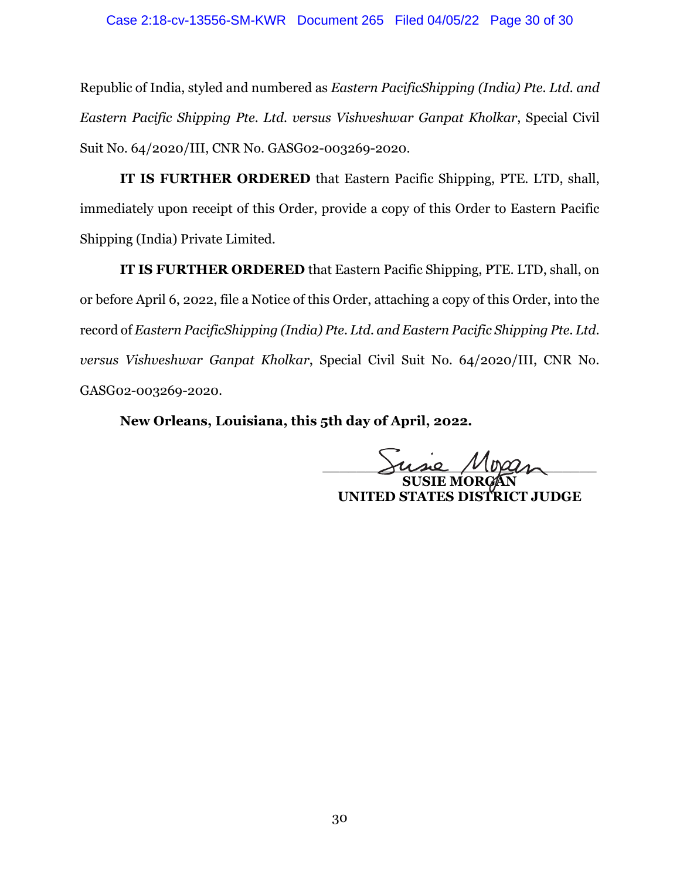Republic of India, styled and numbered as *Eastern PacificShipping (India) Pte. Ltd. and Eastern Pacific Shipping Pte. Ltd. versus Vishveshwar Ganpat Kholkar*, Special Civil Suit No. 64/2020/III, CNR No. GASG02-003269-2020.

**IT IS FURTHER ORDERED** that Eastern Pacific Shipping, PTE. LTD, shall, immediately upon receipt of this Order, provide a copy of this Order to Eastern Pacific Shipping (India) Private Limited.

**IT IS FURTHER ORDERED** that Eastern Pacific Shipping, PTE. LTD, shall, on or before April 6, 2022, file a Notice of this Order, attaching a copy of this Order, into the record of *Eastern PacificShipping (India) Pte. Ltd. and Eastern Pacific Shipping Pte. Ltd. versus Vishveshwar Ganpat Kholkar*, Special Civil Suit No. 64/2020/III, CNR No. GASG02-003269-2020.

**New Orleans, Louisiana, this 5th day of April, 2022.**

Susie Morgan
**SUSIE MORGAN**
**UNITED STATES DISTRICT JUDGE**